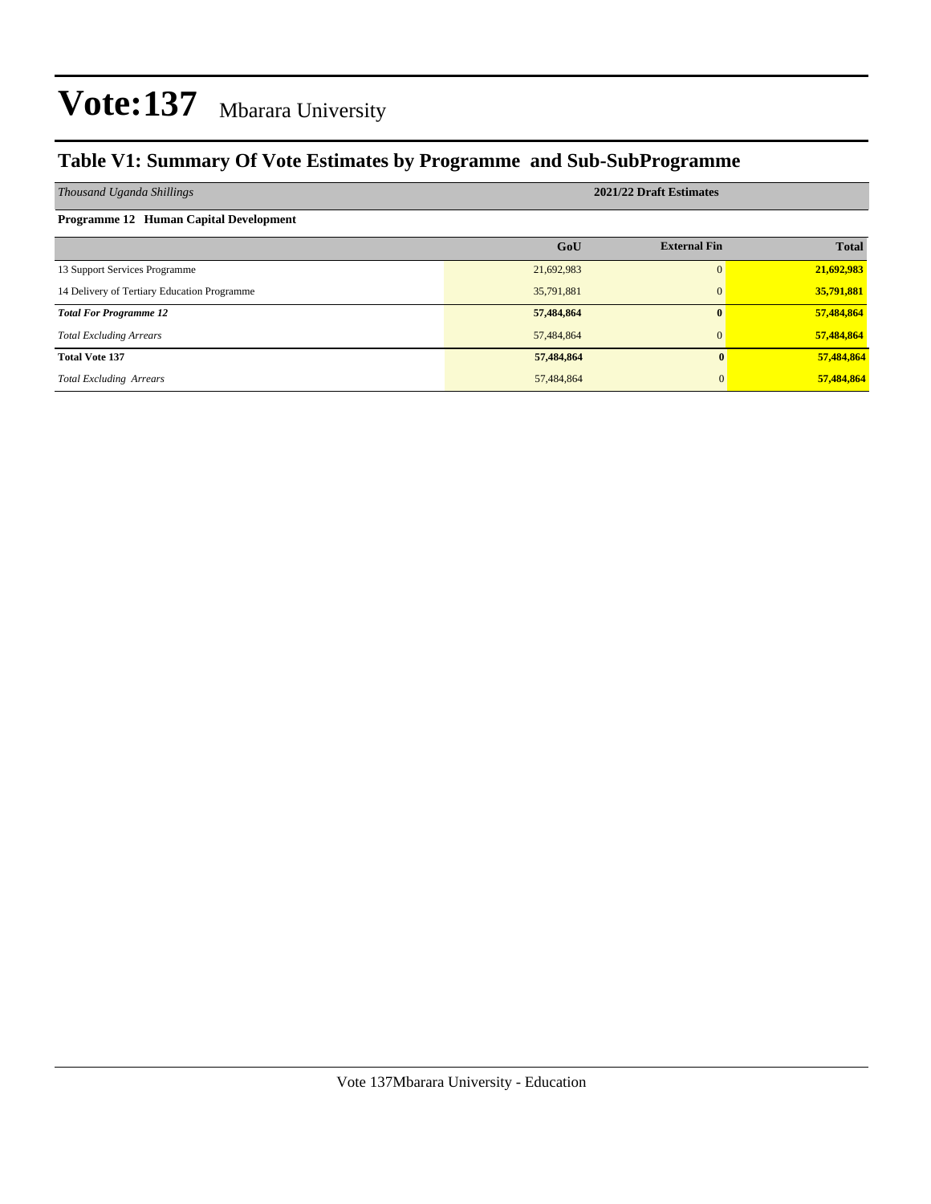# Vote:137 Mbarara University

## Table V1: Summary Of Vote Estimates by Programme and Sub-SubProgramme

| *Thousand Uganda Shillings* | 2021/22 Draft Estimates | | |
|---|---|---|---|
| **Programme 12 Human Capital Development** | | | |
| | **GoU** | **External Fin** | **Total** |
| 13 Support Services Programme | 21,692,983 | 0 | **21,692,983** |
| 14 Delivery of Tertiary Education Programme | 35,791,881 | 0 | **35,791,881** |
| ***Total For Programme 12*** | **57,484,864** | **0** | **57,484,864** |
| *Total Excluding Arrears* | 57,484,864 | 0 | **57,484,864** |
| **Total Vote 137** | **57,484,864** | **0** | **57,484,864** |
| *Total Excluding Arrears* | 57,484,864 | 0 | **57,484,864** |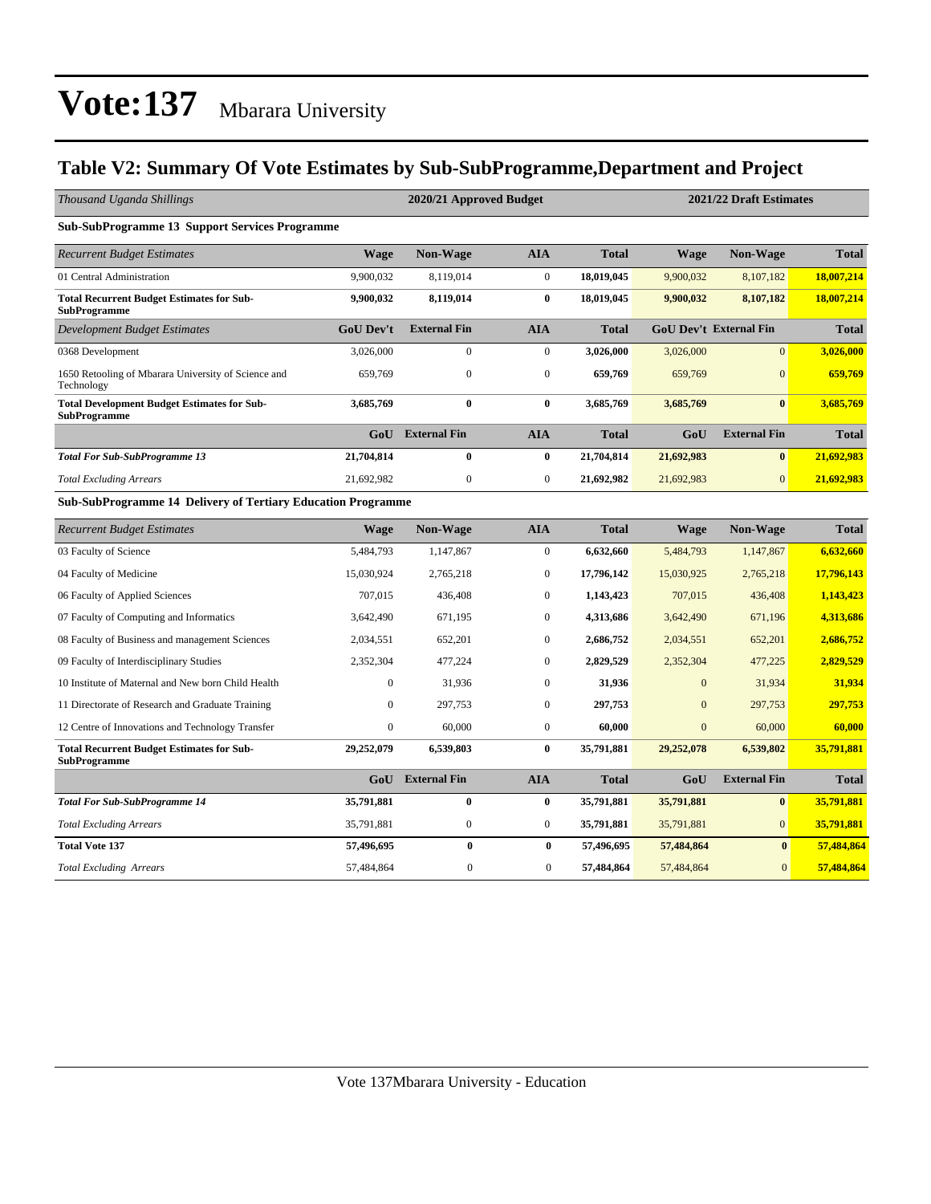# Vote:137 Mbarara University

## Table V2: Summary Of Vote Estimates by Sub-SubProgramme,Department and Project

| *Thousand Uganda Shillings* | 2020/21 Approved Budget | | | | 2021/22 Draft Estimates | | |
|---|---|---|---|---|---|---|---|
| **Sub-SubProgramme 13 Support Services Programme** | | | | | | | |
| *Recurrent Budget Estimates* | **Wage** | **Non-Wage** | **AIA** | **Total** | **Wage** | **Non-Wage** | **Total** |
| 01 Central Administration | 9,900,032 | 8,119,014 | 0 | **18,019,045** | 9,900,032 | 8,107,182 | **18,007,214** |
| **Total Recurrent Budget Estimates for Sub-SubProgramme** | **9,900,032** | **8,119,014** | **0** | **18,019,045** | **9,900,032** | **8,107,182** | **18,007,214** |
| *Development Budget Estimates* | **GoU Dev't** | **External Fin** | **AIA** | **Total** | **GoU Dev't** | **External Fin** | **Total** |
| 0368 Development | 3,026,000 | 0 | 0 | **3,026,000** | 3,026,000 | 0 | **3,026,000** |
| 1650 Retooling of Mbarara University of Science and Technology | 659,769 | 0 | 0 | **659,769** | 659,769 | 0 | **659,769** |
| **Total Development Budget Estimates for Sub-SubProgramme** | **3,685,769** | **0** | **0** | **3,685,769** | **3,685,769** | **0** | **3,685,769** |
| | **GoU** | **External Fin** | **AIA** | **Total** | **GoU** | **External Fin** | **Total** |
| ***Total For Sub-SubProgramme 13*** | **21,704,814** | **0** | **0** | **21,704,814** | **21,692,983** | **0** | **21,692,983** |
| *Total Excluding Arrears* | 21,692,982 | 0 | 0 | **21,692,982** | 21,692,983 | 0 | **21,692,983** |
| **Sub-SubProgramme 14 Delivery of Tertiary Education Programme** | | | | | | | |
| *Recurrent Budget Estimates* | **Wage** | **Non-Wage** | **AIA** | **Total** | **Wage** | **Non-Wage** | **Total** |
| 03 Faculty of Science | 5,484,793 | 1,147,867 | 0 | **6,632,660** | 5,484,793 | 1,147,867 | **6,632,660** |
| 04 Faculty of Medicine | 15,030,924 | 2,765,218 | 0 | **17,796,142** | 15,030,925 | 2,765,218 | **17,796,143** |
| 06 Faculty of Applied Sciences | 707,015 | 436,408 | 0 | **1,143,423** | 707,015 | 436,408 | **1,143,423** |
| 07 Faculty of Computing and Informatics | 3,642,490 | 671,195 | 0 | **4,313,686** | 3,642,490 | 671,196 | **4,313,686** |
| 08 Faculty of Business and management Sciences | 2,034,551 | 652,201 | 0 | **2,686,752** | 2,034,551 | 652,201 | **2,686,752** |
| 09 Faculty of Interdisciplinary Studies | 2,352,304 | 477,224 | 0 | **2,829,529** | 2,352,304 | 477,225 | **2,829,529** |
| 10 Institute of Maternal and New born Child Health | 0 | 31,936 | 0 | **31,936** | 0 | 31,934 | **31,934** |
| 11 Directorate of Research and Graduate Training | 0 | 297,753 | 0 | **297,753** | 0 | 297,753 | **297,753** |
| 12 Centre of Innovations and Technology Transfer | 0 | 60,000 | 0 | **60,000** | 0 | 60,000 | **60,000** |
| **Total Recurrent Budget Estimates for Sub-SubProgramme** | **29,252,079** | **6,539,803** | **0** | **35,791,881** | **29,252,078** | **6,539,802** | **35,791,881** |
| | **GoU** | **External Fin** | **AIA** | **Total** | **GoU** | **External Fin** | **Total** |
| ***Total For Sub-SubProgramme 14*** | **35,791,881** | **0** | **0** | **35,791,881** | **35,791,881** | **0** | **35,791,881** |
| *Total Excluding Arrears* | 35,791,881 | 0 | 0 | **35,791,881** | 35,791,881 | 0 | **35,791,881** |
| **Total Vote 137** | **57,496,695** | **0** | **0** | **57,496,695** | **57,484,864** | **0** | **57,484,864** |
| *Total Excluding Arrears* | 57,484,864 | 0 | 0 | **57,484,864** | 57,484,864 | 0 | **57,484,864** |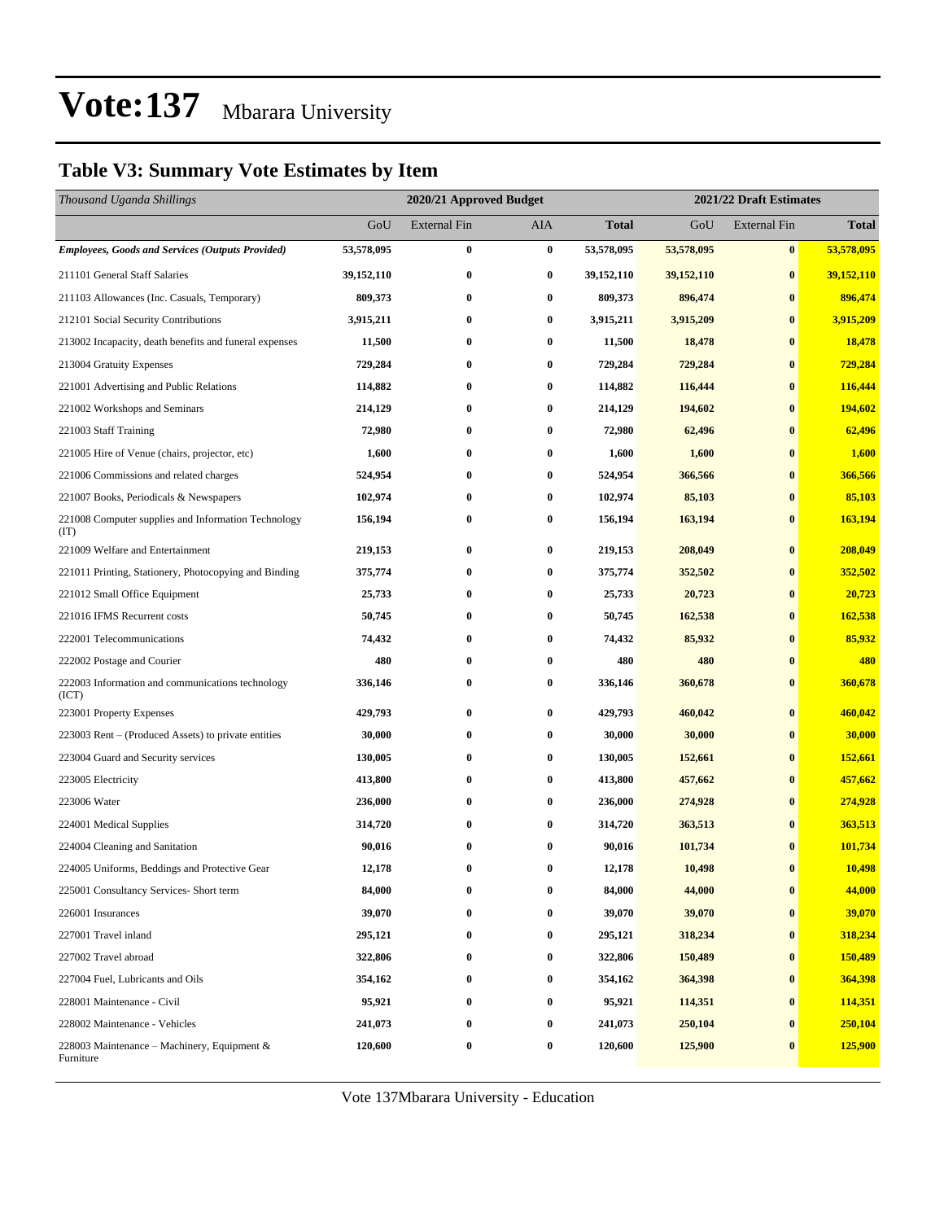# Vote:137 Mbarara University

## Table V3: Summary Vote Estimates by Item

| *Thousand Uganda Shillings* | 2020/21 Approved Budget | | | | 2021/22 Draft Estimates | | |
|---|---|---|---|---|---|---|---|
| | GoU | External Fin | AIA | **Total** | GoU | External Fin | **Total** |
| ***Employees, Goods and Services (Outputs Provided)*** | **53,578,095** | **0** | **0** | **53,578,095** | **53,578,095** | **0** | **53,578,095** |
| 211101 General Staff Salaries | **39,152,110** | **0** | **0** | **39,152,110** | **39,152,110** | **0** | **39,152,110** |
| 211103 Allowances (Inc. Casuals, Temporary) | **809,373** | **0** | **0** | **809,373** | **896,474** | **0** | **896,474** |
| 212101 Social Security Contributions | **3,915,211** | **0** | **0** | **3,915,211** | **3,915,209** | **0** | **3,915,209** |
| 213002 Incapacity, death benefits and funeral expenses | **11,500** | **0** | **0** | **11,500** | **18,478** | **0** | **18,478** |
| 213004 Gratuity Expenses | **729,284** | **0** | **0** | **729,284** | **729,284** | **0** | **729,284** |
| 221001 Advertising and Public Relations | **114,882** | **0** | **0** | **114,882** | **116,444** | **0** | **116,444** |
| 221002 Workshops and Seminars | **214,129** | **0** | **0** | **214,129** | **194,602** | **0** | **194,602** |
| 221003 Staff Training | **72,980** | **0** | **0** | **72,980** | **62,496** | **0** | **62,496** |
| 221005 Hire of Venue (chairs, projector, etc) | **1,600** | **0** | **0** | **1,600** | **1,600** | **0** | **1,600** |
| 221006 Commissions and related charges | **524,954** | **0** | **0** | **524,954** | **366,566** | **0** | **366,566** |
| 221007 Books, Periodicals & Newspapers | **102,974** | **0** | **0** | **102,974** | **85,103** | **0** | **85,103** |
| 221008 Computer supplies and Information Technology (IT) | **156,194** | **0** | **0** | **156,194** | **163,194** | **0** | **163,194** |
| 221009 Welfare and Entertainment | **219,153** | **0** | **0** | **219,153** | **208,049** | **0** | **208,049** |
| 221011 Printing, Stationery, Photocopying and Binding | **375,774** | **0** | **0** | **375,774** | **352,502** | **0** | **352,502** |
| 221012 Small Office Equipment | **25,733** | **0** | **0** | **25,733** | **20,723** | **0** | **20,723** |
| 221016 IFMS Recurrent costs | **50,745** | **0** | **0** | **50,745** | **162,538** | **0** | **162,538** |
| 222001 Telecommunications | **74,432** | **0** | **0** | **74,432** | **85,932** | **0** | **85,932** |
| 222002 Postage and Courier | **480** | **0** | **0** | **480** | **480** | **0** | **480** |
| 222003 Information and communications technology (ICT) | **336,146** | **0** | **0** | **336,146** | **360,678** | **0** | **360,678** |
| 223001 Property Expenses | **429,793** | **0** | **0** | **429,793** | **460,042** | **0** | **460,042** |
| 223003 Rent – (Produced Assets) to private entities | **30,000** | **0** | **0** | **30,000** | **30,000** | **0** | **30,000** |
| 223004 Guard and Security services | **130,005** | **0** | **0** | **130,005** | **152,661** | **0** | **152,661** |
| 223005 Electricity | **413,800** | **0** | **0** | **413,800** | **457,662** | **0** | **457,662** |
| 223006 Water | **236,000** | **0** | **0** | **236,000** | **274,928** | **0** | **274,928** |
| 224001 Medical Supplies | **314,720** | **0** | **0** | **314,720** | **363,513** | **0** | **363,513** |
| 224004 Cleaning and Sanitation | **90,016** | **0** | **0** | **90,016** | **101,734** | **0** | **101,734** |
| 224005 Uniforms, Beddings and Protective Gear | **12,178** | **0** | **0** | **12,178** | **10,498** | **0** | **10,498** |
| 225001 Consultancy Services- Short term | **84,000** | **0** | **0** | **84,000** | **44,000** | **0** | **44,000** |
| 226001 Insurances | **39,070** | **0** | **0** | **39,070** | **39,070** | **0** | **39,070** |
| 227001 Travel inland | **295,121** | **0** | **0** | **295,121** | **318,234** | **0** | **318,234** |
| 227002 Travel abroad | **322,806** | **0** | **0** | **322,806** | **150,489** | **0** | **150,489** |
| 227004 Fuel, Lubricants and Oils | **354,162** | **0** | **0** | **354,162** | **364,398** | **0** | **364,398** |
| 228001 Maintenance - Civil | **95,921** | **0** | **0** | **95,921** | **114,351** | **0** | **114,351** |
| 228002 Maintenance - Vehicles | **241,073** | **0** | **0** | **241,073** | **250,104** | **0** | **250,104** |
| 228003 Maintenance – Machinery, Equipment & Furniture | **120,600** | **0** | **0** | **120,600** | **125,900** | **0** | **125,900** |

Vote 137Mbarara University - Education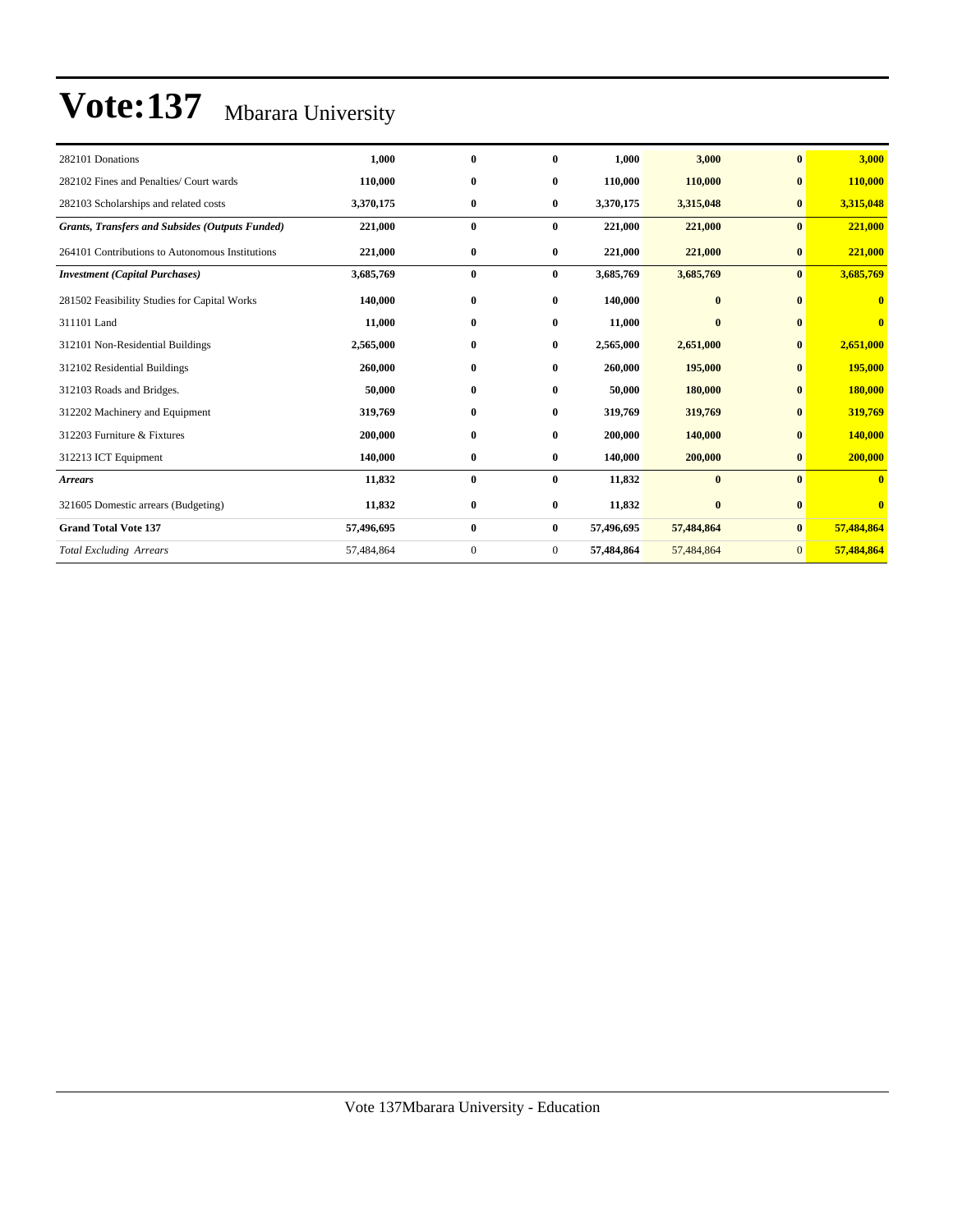# Vote:137 Mbarara University

| | | | | | | | |
|---|---|---|---|---|---|---|---|
| 282101 Donations | **1,000** | **0** | **0** | **1,000** | **3,000** | **0** | **3,000** |
| 282102 Fines and Penalties/ Court wards | **110,000** | **0** | **0** | **110,000** | **110,000** | **0** | **110,000** |
| 282103 Scholarships and related costs | **3,370,175** | **0** | **0** | **3,370,175** | **3,315,048** | **0** | **3,315,048** |
| ***Grants, Transfers and Subsides (Outputs Funded)*** | **221,000** | **0** | **0** | **221,000** | **221,000** | **0** | **221,000** |
| 264101 Contributions to Autonomous Institutions | **221,000** | **0** | **0** | **221,000** | **221,000** | **0** | **221,000** |
| ***Investment (Capital Purchases)*** | **3,685,769** | **0** | **0** | **3,685,769** | **3,685,769** | **0** | **3,685,769** |
| 281502 Feasibility Studies for Capital Works | **140,000** | **0** | **0** | **140,000** | **0** | **0** | **0** |
| 311101 Land | **11,000** | **0** | **0** | **11,000** | **0** | **0** | **0** |
| 312101 Non-Residential Buildings | **2,565,000** | **0** | **0** | **2,565,000** | **2,651,000** | **0** | **2,651,000** |
| 312102 Residential Buildings | **260,000** | **0** | **0** | **260,000** | **195,000** | **0** | **195,000** |
| 312103 Roads and Bridges. | **50,000** | **0** | **0** | **50,000** | **180,000** | **0** | **180,000** |
| 312202 Machinery and Equipment | **319,769** | **0** | **0** | **319,769** | **319,769** | **0** | **319,769** |
| 312203 Furniture & Fixtures | **200,000** | **0** | **0** | **200,000** | **140,000** | **0** | **140,000** |
| 312213 ICT Equipment | **140,000** | **0** | **0** | **140,000** | **200,000** | **0** | **200,000** |
| ***Arrears*** | **11,832** | **0** | **0** | **11,832** | **0** | **0** | **0** |
| 321605 Domestic arrears (Budgeting) | **11,832** | **0** | **0** | **11,832** | **0** | **0** | **0** |
| **Grand Total Vote 137** | **57,496,695** | **0** | **0** | **57,496,695** | **57,484,864** | **0** | **57,484,864** |
| *Total Excluding Arrears* | 57,484,864 | 0 | 0 | **57,484,864** | 57,484,864 | 0 | **57,484,864** |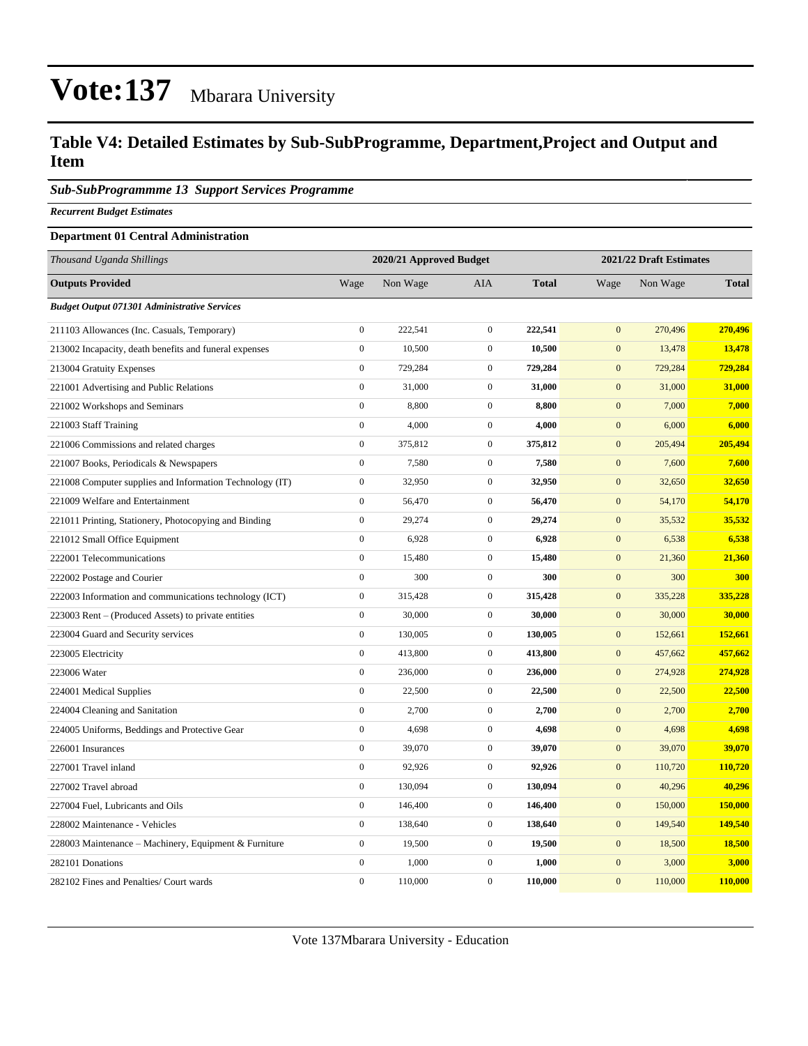# Vote:137 Mbarara University

## Table V4: Detailed Estimates by Sub-SubProgramme, Department,Project and Output and Item

### *Sub-SubProgrammme 13 Support Services Programme*

***Recurrent Budget Estimates***

**Department 01 Central Administration**

| *Thousand Uganda Shillings* | 2020/21 Approved Budget | | | | 2021/22 Draft Estimates | | |
|---|---|---|---|---|---|---|---|
| **Outputs Provided** | Wage | Non Wage | AIA | **Total** | Wage | Non Wage | **Total** |
| ***Budget Output 071301 Administrative Services*** | | | | | | | |
| 211103 Allowances (Inc. Casuals, Temporary) | 0 | 222,541 | 0 | **222,541** | 0 | 270,496 | **270,496** |
| 213002 Incapacity, death benefits and funeral expenses | 0 | 10,500 | 0 | **10,500** | 0 | 13,478 | **13,478** |
| 213004 Gratuity Expenses | 0 | 729,284 | 0 | **729,284** | 0 | 729,284 | **729,284** |
| 221001 Advertising and Public Relations | 0 | 31,000 | 0 | **31,000** | 0 | 31,000 | **31,000** |
| 221002 Workshops and Seminars | 0 | 8,800 | 0 | **8,800** | 0 | 7,000 | **7,000** |
| 221003 Staff Training | 0 | 4,000 | 0 | **4,000** | 0 | 6,000 | **6,000** |
| 221006 Commissions and related charges | 0 | 375,812 | 0 | **375,812** | 0 | 205,494 | **205,494** |
| 221007 Books, Periodicals & Newspapers | 0 | 7,580 | 0 | **7,580** | 0 | 7,600 | **7,600** |
| 221008 Computer supplies and Information Technology (IT) | 0 | 32,950 | 0 | **32,950** | 0 | 32,650 | **32,650** |
| 221009 Welfare and Entertainment | 0 | 56,470 | 0 | **56,470** | 0 | 54,170 | **54,170** |
| 221011 Printing, Stationery, Photocopying and Binding | 0 | 29,274 | 0 | **29,274** | 0 | 35,532 | **35,532** |
| 221012 Small Office Equipment | 0 | 6,928 | 0 | **6,928** | 0 | 6,538 | **6,538** |
| 222001 Telecommunications | 0 | 15,480 | 0 | **15,480** | 0 | 21,360 | **21,360** |
| 222002 Postage and Courier | 0 | 300 | 0 | **300** | 0 | 300 | **300** |
| 222003 Information and communications technology (ICT) | 0 | 315,428 | 0 | **315,428** | 0 | 335,228 | **335,228** |
| 223003 Rent – (Produced Assets) to private entities | 0 | 30,000 | 0 | **30,000** | 0 | 30,000 | **30,000** |
| 223004 Guard and Security services | 0 | 130,005 | 0 | **130,005** | 0 | 152,661 | **152,661** |
| 223005 Electricity | 0 | 413,800 | 0 | **413,800** | 0 | 457,662 | **457,662** |
| 223006 Water | 0 | 236,000 | 0 | **236,000** | 0 | 274,928 | **274,928** |
| 224001 Medical Supplies | 0 | 22,500 | 0 | **22,500** | 0 | 22,500 | **22,500** |
| 224004 Cleaning and Sanitation | 0 | 2,700 | 0 | **2,700** | 0 | 2,700 | **2,700** |
| 224005 Uniforms, Beddings and Protective Gear | 0 | 4,698 | 0 | **4,698** | 0 | 4,698 | **4,698** |
| 226001 Insurances | 0 | 39,070 | 0 | **39,070** | 0 | 39,070 | **39,070** |
| 227001 Travel inland | 0 | 92,926 | 0 | **92,926** | 0 | 110,720 | **110,720** |
| 227002 Travel abroad | 0 | 130,094 | 0 | **130,094** | 0 | 40,296 | **40,296** |
| 227004 Fuel, Lubricants and Oils | 0 | 146,400 | 0 | **146,400** | 0 | 150,000 | **150,000** |
| 228002 Maintenance - Vehicles | 0 | 138,640 | 0 | **138,640** | 0 | 149,540 | **149,540** |
| 228003 Maintenance – Machinery, Equipment & Furniture | 0 | 19,500 | 0 | **19,500** | 0 | 18,500 | **18,500** |
| 282101 Donations | 0 | 1,000 | 0 | **1,000** | 0 | 3,000 | **3,000** |
| 282102 Fines and Penalties/ Court wards | 0 | 110,000 | 0 | **110,000** | 0 | 110,000 | **110,000** |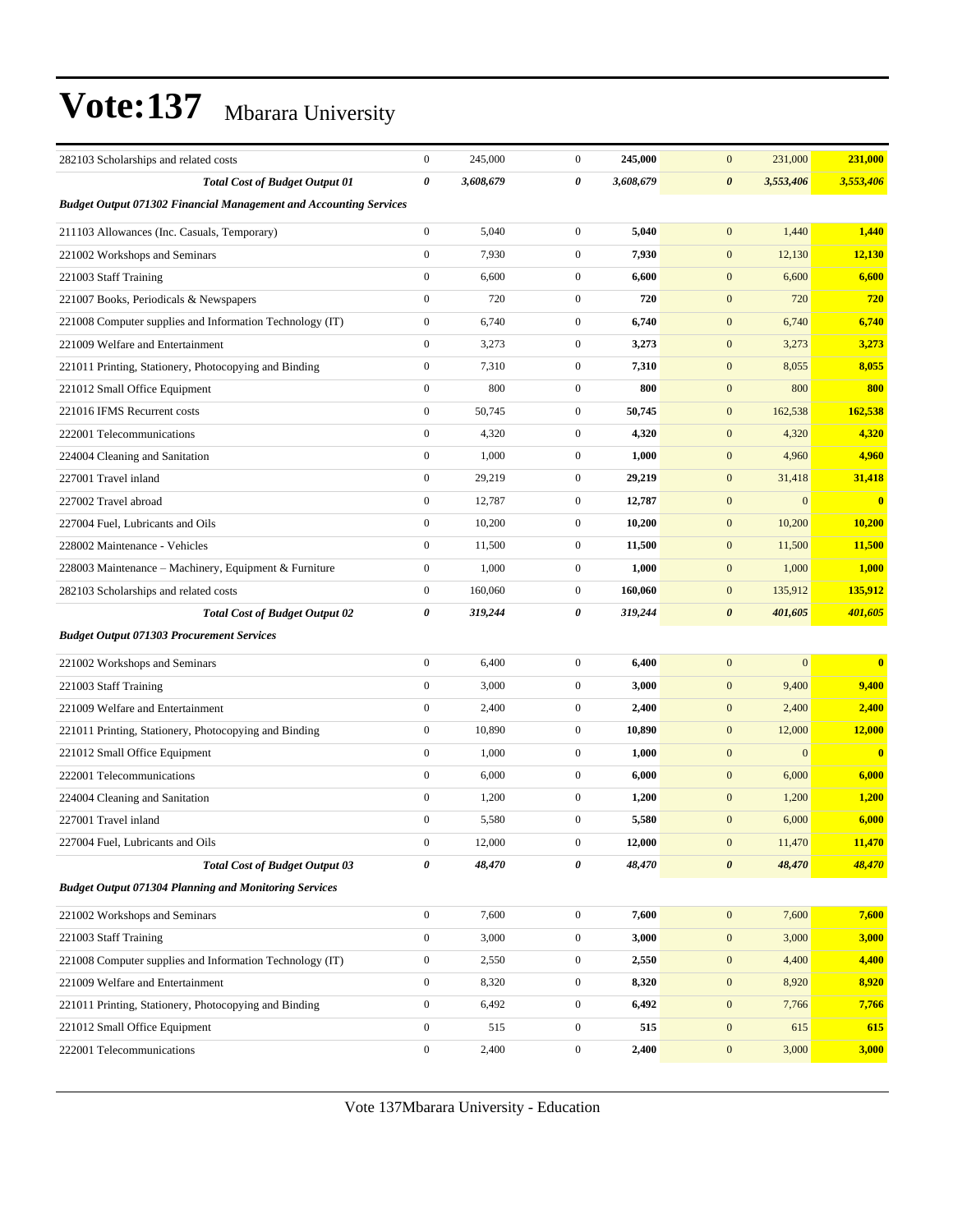# Vote:137 Mbarara University

| | | | | | | | |
|---|---|---|---|---|---|---|---|
| 282103 Scholarships and related costs | 0 | 245,000 | 0 | **245,000** | 0 | 231,000 | **231,000** |
| ***Total Cost of Budget Output 01*** | ***0*** | ***3,608,679*** | ***0*** | ***3,608,679*** | ***0*** | ***3,553,406*** | ***3,553,406*** |
| ***Budget Output 071302 Financial Management and Accounting Services*** | | | | | | | |
| 211103 Allowances (Inc. Casuals, Temporary) | 0 | 5,040 | 0 | **5,040** | 0 | 1,440 | **1,440** |
| 221002 Workshops and Seminars | 0 | 7,930 | 0 | **7,930** | 0 | 12,130 | **12,130** |
| 221003 Staff Training | 0 | 6,600 | 0 | **6,600** | 0 | 6,600 | **6,600** |
| 221007 Books, Periodicals & Newspapers | 0 | 720 | 0 | **720** | 0 | 720 | **720** |
| 221008 Computer supplies and Information Technology (IT) | 0 | 6,740 | 0 | **6,740** | 0 | 6,740 | **6,740** |
| 221009 Welfare and Entertainment | 0 | 3,273 | 0 | **3,273** | 0 | 3,273 | **3,273** |
| 221011 Printing, Stationery, Photocopying and Binding | 0 | 7,310 | 0 | **7,310** | 0 | 8,055 | **8,055** |
| 221012 Small Office Equipment | 0 | 800 | 0 | **800** | 0 | 800 | **800** |
| 221016 IFMS Recurrent costs | 0 | 50,745 | 0 | **50,745** | 0 | 162,538 | **162,538** |
| 222001 Telecommunications | 0 | 4,320 | 0 | **4,320** | 0 | 4,320 | **4,320** |
| 224004 Cleaning and Sanitation | 0 | 1,000 | 0 | **1,000** | 0 | 4,960 | **4,960** |
| 227001 Travel inland | 0 | 29,219 | 0 | **29,219** | 0 | 31,418 | **31,418** |
| 227002 Travel abroad | 0 | 12,787 | 0 | **12,787** | 0 | 0 | **0** |
| 227004 Fuel, Lubricants and Oils | 0 | 10,200 | 0 | **10,200** | 0 | 10,200 | **10,200** |
| 228002 Maintenance - Vehicles | 0 | 11,500 | 0 | **11,500** | 0 | 11,500 | **11,500** |
| 228003 Maintenance – Machinery, Equipment & Furniture | 0 | 1,000 | 0 | **1,000** | 0 | 1,000 | **1,000** |
| 282103 Scholarships and related costs | 0 | 160,060 | 0 | **160,060** | 0 | 135,912 | **135,912** |
| ***Total Cost of Budget Output 02*** | ***0*** | ***319,244*** | ***0*** | ***319,244*** | ***0*** | ***401,605*** | ***401,605*** |
| ***Budget Output 071303 Procurement Services*** | | | | | | | |
| 221002 Workshops and Seminars | 0 | 6,400 | 0 | **6,400** | 0 | 0 | **0** |
| 221003 Staff Training | 0 | 3,000 | 0 | **3,000** | 0 | 9,400 | **9,400** |
| 221009 Welfare and Entertainment | 0 | 2,400 | 0 | **2,400** | 0 | 2,400 | **2,400** |
| 221011 Printing, Stationery, Photocopying and Binding | 0 | 10,890 | 0 | **10,890** | 0 | 12,000 | **12,000** |
| 221012 Small Office Equipment | 0 | 1,000 | 0 | **1,000** | 0 | 0 | **0** |
| 222001 Telecommunications | 0 | 6,000 | 0 | **6,000** | 0 | 6,000 | **6,000** |
| 224004 Cleaning and Sanitation | 0 | 1,200 | 0 | **1,200** | 0 | 1,200 | **1,200** |
| 227001 Travel inland | 0 | 5,580 | 0 | **5,580** | 0 | 6,000 | **6,000** |
| 227004 Fuel, Lubricants and Oils | 0 | 12,000 | 0 | **12,000** | 0 | 11,470 | **11,470** |
| ***Total Cost of Budget Output 03*** | ***0*** | ***48,470*** | ***0*** | ***48,470*** | ***0*** | ***48,470*** | ***48,470*** |
| ***Budget Output 071304 Planning and Monitoring Services*** | | | | | | | |
| 221002 Workshops and Seminars | 0 | 7,600 | 0 | **7,600** | 0 | 7,600 | **7,600** |
| 221003 Staff Training | 0 | 3,000 | 0 | **3,000** | 0 | 3,000 | **3,000** |
| 221008 Computer supplies and Information Technology (IT) | 0 | 2,550 | 0 | **2,550** | 0 | 4,400 | **4,400** |
| 221009 Welfare and Entertainment | 0 | 8,320 | 0 | **8,320** | 0 | 8,920 | **8,920** |
| 221011 Printing, Stationery, Photocopying and Binding | 0 | 6,492 | 0 | **6,492** | 0 | 7,766 | **7,766** |
| 221012 Small Office Equipment | 0 | 515 | 0 | **515** | 0 | 615 | **615** |
| 222001 Telecommunications | 0 | 2,400 | 0 | **2,400** | 0 | 3,000 | **3,000** |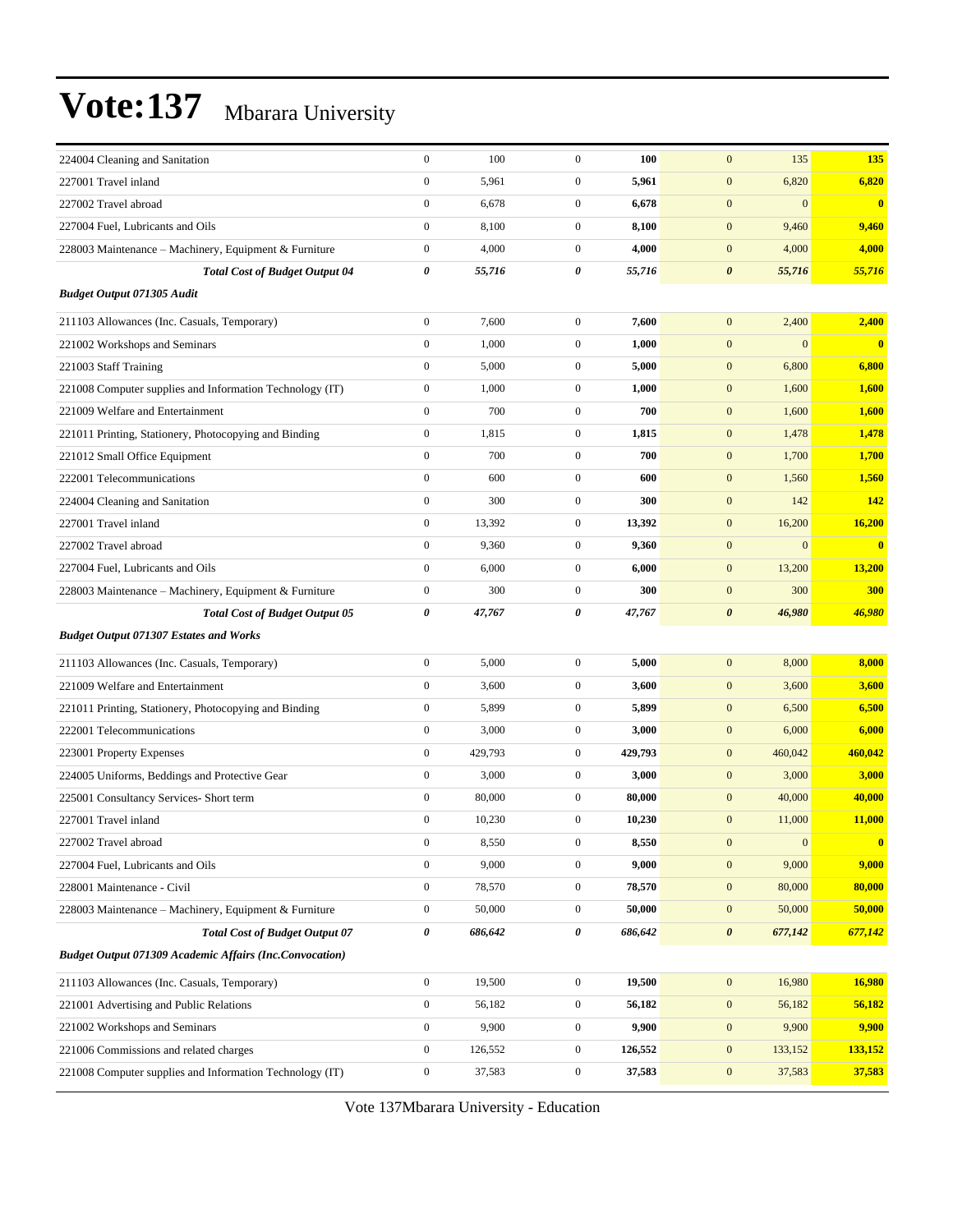# Vote:137 Mbarara University

| | | | | | | |
|---|---|---|---|---|---|---|
| 224004 Cleaning and Sanitation | 0 | 100 | 0 | **100** | 0 | 135 | **135** |
| 227001 Travel inland | 0 | 5,961 | 0 | **5,961** | 0 | 6,820 | **6,820** |
| 227002 Travel abroad | 0 | 6,678 | 0 | **6,678** | 0 | 0 | **0** |
| 227004 Fuel, Lubricants and Oils | 0 | 8,100 | 0 | **8,100** | 0 | 9,460 | **9,460** |
| 228003 Maintenance – Machinery, Equipment & Furniture | 0 | 4,000 | 0 | **4,000** | 0 | 4,000 | **4,000** |
| ***Total Cost of Budget Output 04*** | ***0*** | ***55,716*** | ***0*** | ***55,716*** | ***0*** | ***55,716*** | ***55,716*** |
| ***Budget Output 071305 Audit*** | | | | | | | |
| 211103 Allowances (Inc. Casuals, Temporary) | 0 | 7,600 | 0 | **7,600** | 0 | 2,400 | **2,400** |
| 221002 Workshops and Seminars | 0 | 1,000 | 0 | **1,000** | 0 | 0 | **0** |
| 221003 Staff Training | 0 | 5,000 | 0 | **5,000** | 0 | 6,800 | **6,800** |
| 221008 Computer supplies and Information Technology (IT) | 0 | 1,000 | 0 | **1,000** | 0 | 1,600 | **1,600** |
| 221009 Welfare and Entertainment | 0 | 700 | 0 | **700** | 0 | 1,600 | **1,600** |
| 221011 Printing, Stationery, Photocopying and Binding | 0 | 1,815 | 0 | **1,815** | 0 | 1,478 | **1,478** |
| 221012 Small Office Equipment | 0 | 700 | 0 | **700** | 0 | 1,700 | **1,700** |
| 222001 Telecommunications | 0 | 600 | 0 | **600** | 0 | 1,560 | **1,560** |
| 224004 Cleaning and Sanitation | 0 | 300 | 0 | **300** | 0 | 142 | **142** |
| 227001 Travel inland | 0 | 13,392 | 0 | **13,392** | 0 | 16,200 | **16,200** |
| 227002 Travel abroad | 0 | 9,360 | 0 | **9,360** | 0 | 0 | **0** |
| 227004 Fuel, Lubricants and Oils | 0 | 6,000 | 0 | **6,000** | 0 | 13,200 | **13,200** |
| 228003 Maintenance – Machinery, Equipment & Furniture | 0 | 300 | 0 | **300** | 0 | 300 | **300** |
| ***Total Cost of Budget Output 05*** | ***0*** | ***47,767*** | ***0*** | ***47,767*** | ***0*** | ***46,980*** | ***46,980*** |
| ***Budget Output 071307 Estates and Works*** | | | | | | | |
| 211103 Allowances (Inc. Casuals, Temporary) | 0 | 5,000 | 0 | **5,000** | 0 | 8,000 | **8,000** |
| 221009 Welfare and Entertainment | 0 | 3,600 | 0 | **3,600** | 0 | 3,600 | **3,600** |
| 221011 Printing, Stationery, Photocopying and Binding | 0 | 5,899 | 0 | **5,899** | 0 | 6,500 | **6,500** |
| 222001 Telecommunications | 0 | 3,000 | 0 | **3,000** | 0 | 6,000 | **6,000** |
| 223001 Property Expenses | 0 | 429,793 | 0 | **429,793** | 0 | 460,042 | **460,042** |
| 224005 Uniforms, Beddings and Protective Gear | 0 | 3,000 | 0 | **3,000** | 0 | 3,000 | **3,000** |
| 225001 Consultancy Services- Short term | 0 | 80,000 | 0 | **80,000** | 0 | 40,000 | **40,000** |
| 227001 Travel inland | 0 | 10,230 | 0 | **10,230** | 0 | 11,000 | **11,000** |
| 227002 Travel abroad | 0 | 8,550 | 0 | **8,550** | 0 | 0 | **0** |
| 227004 Fuel, Lubricants and Oils | 0 | 9,000 | 0 | **9,000** | 0 | 9,000 | **9,000** |
| 228001 Maintenance - Civil | 0 | 78,570 | 0 | **78,570** | 0 | 80,000 | **80,000** |
| 228003 Maintenance – Machinery, Equipment & Furniture | 0 | 50,000 | 0 | **50,000** | 0 | 50,000 | **50,000** |
| ***Total Cost of Budget Output 07*** | ***0*** | ***686,642*** | ***0*** | ***686,642*** | ***0*** | ***677,142*** | ***677,142*** |
| ***Budget Output 071309 Academic Affairs (Inc.Convocation)*** | | | | | | | |
| 211103 Allowances (Inc. Casuals, Temporary) | 0 | 19,500 | 0 | **19,500** | 0 | 16,980 | **16,980** |
| 221001 Advertising and Public Relations | 0 | 56,182 | 0 | **56,182** | 0 | 56,182 | **56,182** |
| 221002 Workshops and Seminars | 0 | 9,900 | 0 | **9,900** | 0 | 9,900 | **9,900** |
| 221006 Commissions and related charges | 0 | 126,552 | 0 | **126,552** | 0 | 133,152 | **133,152** |
| 221008 Computer supplies and Information Technology (IT) | 0 | 37,583 | 0 | **37,583** | 0 | 37,583 | **37,583** |

Vote 137Mbarara University - Education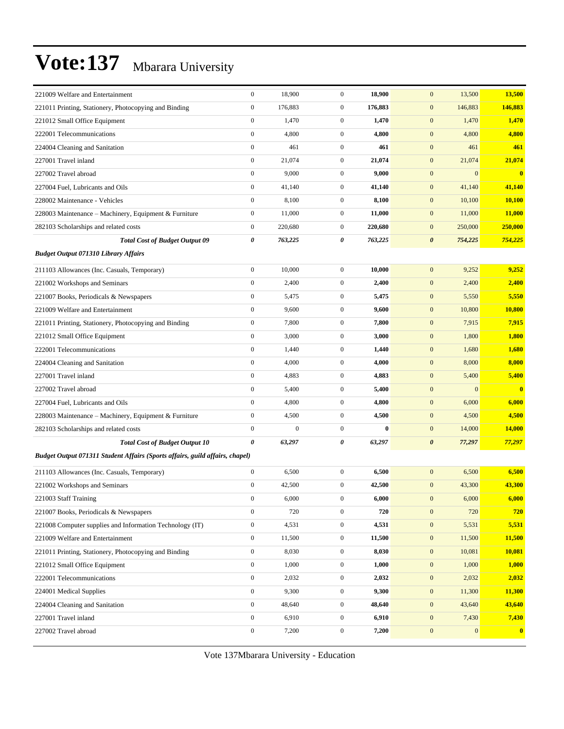# Vote:137 Mbarara University

| | | | | | | | |
|---|---|---|---|---|---|---|---|
| 221009 Welfare and Entertainment | 0 | 18,900 | 0 | **18,900** | 0 | 13,500 | **13,500** |
| 221011 Printing, Stationery, Photocopying and Binding | 0 | 176,883 | 0 | **176,883** | 0 | 146,883 | **146,883** |
| 221012 Small Office Equipment | 0 | 1,470 | 0 | **1,470** | 0 | 1,470 | **1,470** |
| 222001 Telecommunications | 0 | 4,800 | 0 | **4,800** | 0 | 4,800 | **4,800** |
| 224004 Cleaning and Sanitation | 0 | 461 | 0 | **461** | 0 | 461 | **461** |
| 227001 Travel inland | 0 | 21,074 | 0 | **21,074** | 0 | 21,074 | **21,074** |
| 227002 Travel abroad | 0 | 9,000 | 0 | **9,000** | 0 | 0 | **0** |
| 227004 Fuel, Lubricants and Oils | 0 | 41,140 | 0 | **41,140** | 0 | 41,140 | **41,140** |
| 228002 Maintenance - Vehicles | 0 | 8,100 | 0 | **8,100** | 0 | 10,100 | **10,100** |
| 228003 Maintenance – Machinery, Equipment & Furniture | 0 | 11,000 | 0 | **11,000** | 0 | 11,000 | **11,000** |
| 282103 Scholarships and related costs | 0 | 220,680 | 0 | **220,680** | 0 | 250,000 | **250,000** |
| ***Total Cost of Budget Output 09*** | ***0*** | ***763,225*** | ***0*** | ***763,225*** | ***0*** | ***754,225*** | ***754,225*** |
| ***Budget Output 071310 Library Affairs*** | | | | | | | |
| 211103 Allowances (Inc. Casuals, Temporary) | 0 | 10,000 | 0 | **10,000** | 0 | 9,252 | **9,252** |
| 221002 Workshops and Seminars | 0 | 2,400 | 0 | **2,400** | 0 | 2,400 | **2,400** |
| 221007 Books, Periodicals & Newspapers | 0 | 5,475 | 0 | **5,475** | 0 | 5,550 | **5,550** |
| 221009 Welfare and Entertainment | 0 | 9,600 | 0 | **9,600** | 0 | 10,800 | **10,800** |
| 221011 Printing, Stationery, Photocopying and Binding | 0 | 7,800 | 0 | **7,800** | 0 | 7,915 | **7,915** |
| 221012 Small Office Equipment | 0 | 3,000 | 0 | **3,000** | 0 | 1,800 | **1,800** |
| 222001 Telecommunications | 0 | 1,440 | 0 | **1,440** | 0 | 1,680 | **1,680** |
| 224004 Cleaning and Sanitation | 0 | 4,000 | 0 | **4,000** | 0 | 8,000 | **8,000** |
| 227001 Travel inland | 0 | 4,883 | 0 | **4,883** | 0 | 5,400 | **5,400** |
| 227002 Travel abroad | 0 | 5,400 | 0 | **5,400** | 0 | 0 | **0** |
| 227004 Fuel, Lubricants and Oils | 0 | 4,800 | 0 | **4,800** | 0 | 6,000 | **6,000** |
| 228003 Maintenance – Machinery, Equipment & Furniture | 0 | 4,500 | 0 | **4,500** | 0 | 4,500 | **4,500** |
| 282103 Scholarships and related costs | 0 | 0 | 0 | **0** | 0 | 14,000 | **14,000** |
| ***Total Cost of Budget Output 10*** | ***0*** | ***63,297*** | ***0*** | ***63,297*** | ***0*** | ***77,297*** | ***77,297*** |
| ***Budget Output 071311 Student Affairs (Sports affairs, guild affairs, chapel)*** | | | | | | | |
| 211103 Allowances (Inc. Casuals, Temporary) | 0 | 6,500 | 0 | **6,500** | 0 | 6,500 | **6,500** |
| 221002 Workshops and Seminars | 0 | 42,500 | 0 | **42,500** | 0 | 43,300 | **43,300** |
| 221003 Staff Training | 0 | 6,000 | 0 | **6,000** | 0 | 6,000 | **6,000** |
| 221007 Books, Periodicals & Newspapers | 0 | 720 | 0 | **720** | 0 | 720 | **720** |
| 221008 Computer supplies and Information Technology (IT) | 0 | 4,531 | 0 | **4,531** | 0 | 5,531 | **5,531** |
| 221009 Welfare and Entertainment | 0 | 11,500 | 0 | **11,500** | 0 | 11,500 | **11,500** |
| 221011 Printing, Stationery, Photocopying and Binding | 0 | 8,030 | 0 | **8,030** | 0 | 10,081 | **10,081** |
| 221012 Small Office Equipment | 0 | 1,000 | 0 | **1,000** | 0 | 1,000 | **1,000** |
| 222001 Telecommunications | 0 | 2,032 | 0 | **2,032** | 0 | 2,032 | **2,032** |
| 224001 Medical Supplies | 0 | 9,300 | 0 | **9,300** | 0 | 11,300 | **11,300** |
| 224004 Cleaning and Sanitation | 0 | 48,640 | 0 | **48,640** | 0 | 43,640 | **43,640** |
| 227001 Travel inland | 0 | 6,910 | 0 | **6,910** | 0 | 7,430 | **7,430** |
| 227002 Travel abroad | 0 | 7,200 | 0 | **7,200** | 0 | 0 | **0** |

Vote 137Mbarara University - Education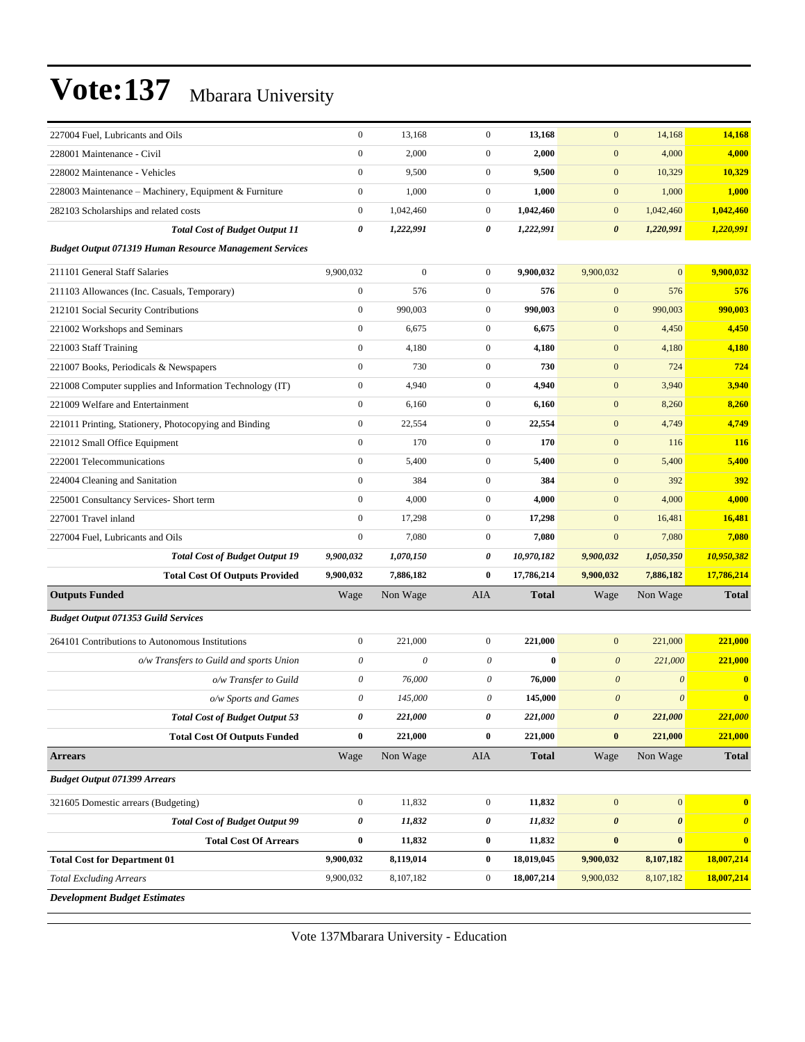# Vote:137 Mbarara University

| | | | | | | | |
|---|---|---|---|---|---|---|---|
| 227004 Fuel, Lubricants and Oils | 0 | 13,168 | 0 | **13,168** | 0 | 14,168 | **14,168** |
| 228001 Maintenance - Civil | 0 | 2,000 | 0 | **2,000** | 0 | 4,000 | **4,000** |
| 228002 Maintenance - Vehicles | 0 | 9,500 | 0 | **9,500** | 0 | 10,329 | **10,329** |
| 228003 Maintenance – Machinery, Equipment & Furniture | 0 | 1,000 | 0 | **1,000** | 0 | 1,000 | **1,000** |
| 282103 Scholarships and related costs | 0 | 1,042,460 | 0 | **1,042,460** | 0 | 1,042,460 | **1,042,460** |
| ***Total Cost of Budget Output 11*** | ***0*** | ***1,222,991*** | ***0*** | ***1,222,991*** | ***0*** | ***1,220,991*** | ***1,220,991*** |
| ***Budget Output 071319 Human Resource Management Services*** | | | | | | | |
| 211101 General Staff Salaries | 9,900,032 | 0 | 0 | **9,900,032** | 9,900,032 | 0 | **9,900,032** |
| 211103 Allowances (Inc. Casuals, Temporary) | 0 | 576 | 0 | **576** | 0 | 576 | **576** |
| 212101 Social Security Contributions | 0 | 990,003 | 0 | **990,003** | 0 | 990,003 | **990,003** |
| 221002 Workshops and Seminars | 0 | 6,675 | 0 | **6,675** | 0 | 4,450 | **4,450** |
| 221003 Staff Training | 0 | 4,180 | 0 | **4,180** | 0 | 4,180 | **4,180** |
| 221007 Books, Periodicals & Newspapers | 0 | 730 | 0 | **730** | 0 | 724 | **724** |
| 221008 Computer supplies and Information Technology (IT) | 0 | 4,940 | 0 | **4,940** | 0 | 3,940 | **3,940** |
| 221009 Welfare and Entertainment | 0 | 6,160 | 0 | **6,160** | 0 | 8,260 | **8,260** |
| 221011 Printing, Stationery, Photocopying and Binding | 0 | 22,554 | 0 | **22,554** | 0 | 4,749 | **4,749** |
| 221012 Small Office Equipment | 0 | 170 | 0 | **170** | 0 | 116 | **116** |
| 222001 Telecommunications | 0 | 5,400 | 0 | **5,400** | 0 | 5,400 | **5,400** |
| 224004 Cleaning and Sanitation | 0 | 384 | 0 | **384** | 0 | 392 | **392** |
| 225001 Consultancy Services- Short term | 0 | 4,000 | 0 | **4,000** | 0 | 4,000 | **4,000** |
| 227001 Travel inland | 0 | 17,298 | 0 | **17,298** | 0 | 16,481 | **16,481** |
| 227004 Fuel, Lubricants and Oils | 0 | 7,080 | 0 | **7,080** | 0 | 7,080 | **7,080** |
| ***Total Cost of Budget Output 19*** | ***9,900,032*** | ***1,070,150*** | ***0*** | ***10,970,182*** | ***9,900,032*** | ***1,050,350*** | ***10,950,382*** |
| **Total Cost Of Outputs Provided** | **9,900,032** | **7,886,182** | **0** | **17,786,214** | **9,900,032** | **7,886,182** | **17,786,214** |
| **Outputs Funded** | Wage | Non Wage | AIA | **Total** | Wage | Non Wage | **Total** |
| ***Budget Output 071353 Guild Services*** | | | | | | | |
| 264101 Contributions to Autonomous Institutions | 0 | 221,000 | 0 | **221,000** | 0 | 221,000 | **221,000** |
| *o/w Transfers to Guild and sports Union* | *0* | *0* | *0* | **0** | *0* | *221,000* | **221,000** |
| *o/w Transfer to Guild* | *0* | *76,000* | *0* | **76,000** | *0* | *0* | **0** |
| *o/w Sports and Games* | *0* | *145,000* | *0* | **145,000** | *0* | *0* | **0** |
| ***Total Cost of Budget Output 53*** | ***0*** | ***221,000*** | ***0*** | ***221,000*** | ***0*** | ***221,000*** | ***221,000*** |
| **Total Cost Of Outputs Funded** | **0** | **221,000** | **0** | **221,000** | **0** | **221,000** | **221,000** |
| **Arrears** | Wage | Non Wage | AIA | **Total** | Wage | Non Wage | **Total** |
| ***Budget Output 071399 Arrears*** | | | | | | | |
| 321605 Domestic arrears (Budgeting) | 0 | 11,832 | 0 | **11,832** | 0 | 0 | **0** |
| ***Total Cost of Budget Output 99*** | ***0*** | ***11,832*** | ***0*** | ***11,832*** | ***0*** | ***0*** | ***0*** |
| **Total Cost Of Arrears** | **0** | **11,832** | **0** | **11,832** | **0** | **0** | **0** |
| **Total Cost for Department 01** | **9,900,032** | **8,119,014** | **0** | **18,019,045** | **9,900,032** | **8,107,182** | **18,007,214** |
| *Total Excluding Arrears* | 9,900,032 | 8,107,182 | 0 | **18,007,214** | 9,900,032 | 8,107,182 | **18,007,214** |
| ***Development Budget Estimates*** | | | | | | | |

Vote 137Mbarara University - Education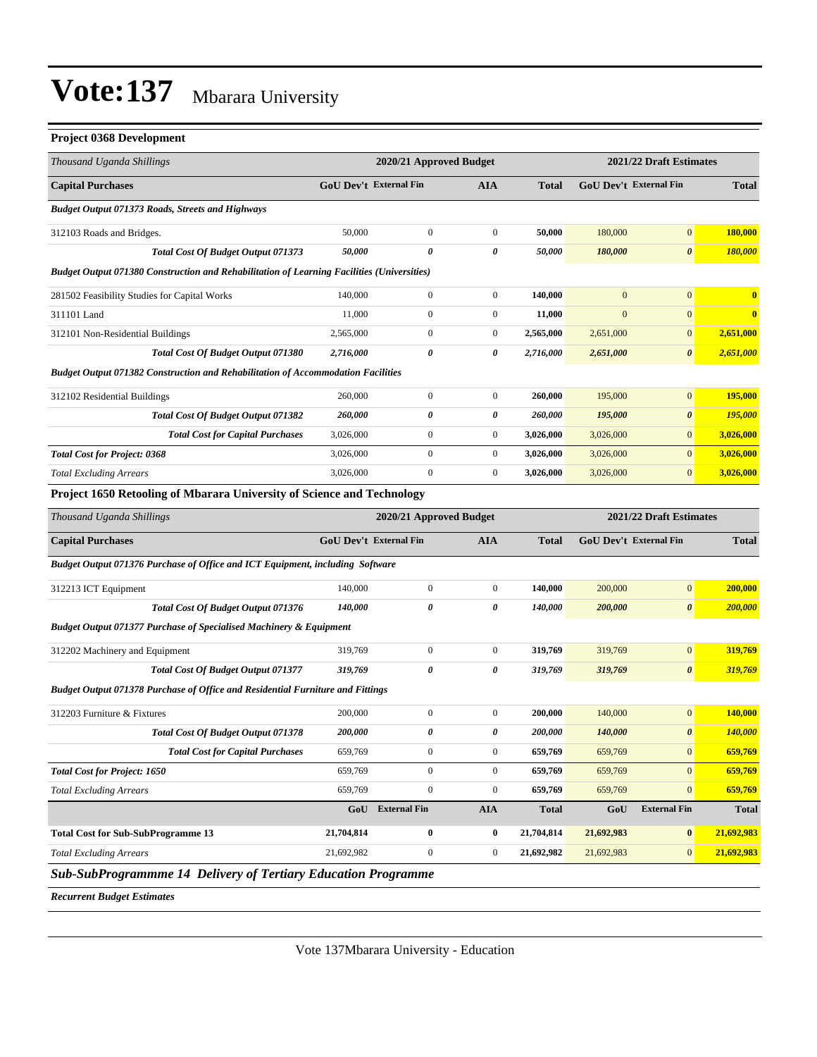# Vote:137 Mbarara University

**Project 0368 Development**

| *Thousand Uganda Shillings* | 2020/21 Approved Budget | | | | 2021/22 Draft Estimates | | |
|---|---|---|---|---|---|---|---|
| **Capital Purchases** | **GoU Dev't** | **External Fin** | **AIA** | **Total** | **GoU Dev't** | **External Fin** | **Total** |
| ***Budget Output 071373 Roads, Streets and Highways*** | | | | | | | |
| 312103 Roads and Bridges. | 50,000 | 0 | 0 | **50,000** | 180,000 | 0 | **180,000** |
| ***Total Cost Of Budget Output 071373*** | ***50,000*** | ***0*** | ***0*** | ***50,000*** | ***180,000*** | ***0*** | ***180,000*** |
| ***Budget Output 071380 Construction and Rehabilitation of Learning Facilities (Universities)*** | | | | | | | |
| 281502 Feasibility Studies for Capital Works | 140,000 | 0 | 0 | **140,000** | 0 | 0 | **0** |
| 311101 Land | 11,000 | 0 | 0 | **11,000** | 0 | 0 | **0** |
| 312101 Non-Residential Buildings | 2,565,000 | 0 | 0 | **2,565,000** | 2,651,000 | 0 | **2,651,000** |
| ***Total Cost Of Budget Output 071380*** | ***2,716,000*** | ***0*** | ***0*** | ***2,716,000*** | ***2,651,000*** | ***0*** | ***2,651,000*** |
| ***Budget Output 071382 Construction and Rehabilitation of Accommodation Facilities*** | | | | | | | |
| 312102 Residential Buildings | 260,000 | 0 | 0 | **260,000** | 195,000 | 0 | **195,000** |
| ***Total Cost Of Budget Output 071382*** | ***260,000*** | ***0*** | ***0*** | ***260,000*** | ***195,000*** | ***0*** | ***195,000*** |
| ***Total Cost for Capital Purchases*** | 3,026,000 | 0 | 0 | **3,026,000** | 3,026,000 | 0 | **3,026,000** |
| ***Total Cost for Project: 0368*** | 3,026,000 | 0 | 0 | **3,026,000** | 3,026,000 | 0 | **3,026,000** |
| *Total Excluding Arrears* | 3,026,000 | 0 | 0 | **3,026,000** | 3,026,000 | 0 | **3,026,000** |

**Project 1650 Retooling of Mbarara University of Science and Technology**

| *Thousand Uganda Shillings* | 2020/21 Approved Budget | | | | 2021/22 Draft Estimates | | |
|---|---|---|---|---|---|---|---|
| **Capital Purchases** | **GoU Dev't** | **External Fin** | **AIA** | **Total** | **GoU Dev't** | **External Fin** | **Total** |
| ***Budget Output 071376 Purchase of Office and ICT Equipment, including Software*** | | | | | | | |
| 312213 ICT Equipment | 140,000 | 0 | 0 | **140,000** | 200,000 | 0 | **200,000** |
| ***Total Cost Of Budget Output 071376*** | ***140,000*** | ***0*** | ***0*** | ***140,000*** | ***200,000*** | ***0*** | ***200,000*** |
| ***Budget Output 071377 Purchase of Specialised Machinery & Equipment*** | | | | | | | |
| 312202 Machinery and Equipment | 319,769 | 0 | 0 | **319,769** | 319,769 | 0 | **319,769** |
| ***Total Cost Of Budget Output 071377*** | ***319,769*** | ***0*** | ***0*** | ***319,769*** | ***319,769*** | ***0*** | ***319,769*** |
| ***Budget Output 071378 Purchase of Office and Residential Furniture and Fittings*** | | | | | | | |
| 312203 Furniture & Fixtures | 200,000 | 0 | 0 | **200,000** | 140,000 | 0 | **140,000** |
| ***Total Cost Of Budget Output 071378*** | ***200,000*** | ***0*** | ***0*** | ***200,000*** | ***140,000*** | ***0*** | ***140,000*** |
| ***Total Cost for Capital Purchases*** | 659,769 | 0 | 0 | **659,769** | 659,769 | 0 | **659,769** |
| ***Total Cost for Project: 1650*** | 659,769 | 0 | 0 | **659,769** | 659,769 | 0 | **659,769** |
| *Total Excluding Arrears* | 659,769 | 0 | 0 | **659,769** | 659,769 | 0 | **659,769** |
| | **GoU** | **External Fin** | **AIA** | **Total** | **GoU** | **External Fin** | **Total** |
| **Total Cost for Sub-SubProgramme 13** | **21,704,814** | **0** | **0** | **21,704,814** | **21,692,983** | **0** | **21,692,983** |
| *Total Excluding Arrears* | 21,692,982 | 0 | 0 | **21,692,982** | 21,692,983 | 0 | **21,692,983** |

## *Sub-SubProgrammme 14 Delivery of Tertiary Education Programme*

***Recurrent Budget Estimates***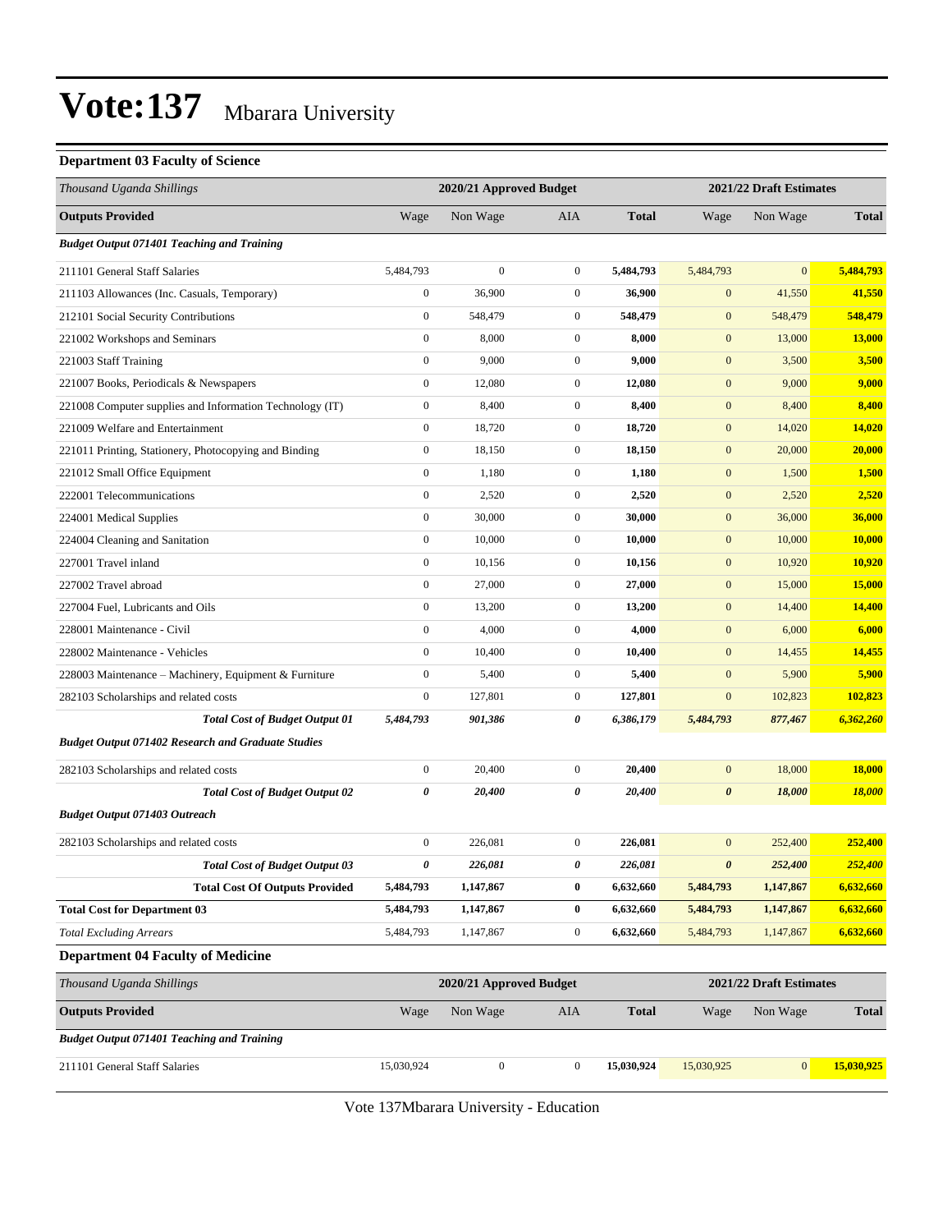# Vote:137 Mbarara University

### Department 03 Faculty of Science

| *Thousand Uganda Shillings* | 2020/21 Approved Budget | | | | 2021/22 Draft Estimates | | |
|---|---|---|---|---|---|---|---|
| **Outputs Provided** | Wage | Non Wage | AIA | **Total** | Wage | Non Wage | **Total** |
| ***Budget Output 071401 Teaching and Training*** | | | | | | | |
| 211101 General Staff Salaries | 5,484,793 | 0 | 0 | **5,484,793** | 5,484,793 | 0 | **5,484,793** |
| 211103 Allowances (Inc. Casuals, Temporary) | 0 | 36,900 | 0 | **36,900** | 0 | 41,550 | **41,550** |
| 212101 Social Security Contributions | 0 | 548,479 | 0 | **548,479** | 0 | 548,479 | **548,479** |
| 221002 Workshops and Seminars | 0 | 8,000 | 0 | **8,000** | 0 | 13,000 | **13,000** |
| 221003 Staff Training | 0 | 9,000 | 0 | **9,000** | 0 | 3,500 | **3,500** |
| 221007 Books, Periodicals & Newspapers | 0 | 12,080 | 0 | **12,080** | 0 | 9,000 | **9,000** |
| 221008 Computer supplies and Information Technology (IT) | 0 | 8,400 | 0 | **8,400** | 0 | 8,400 | **8,400** |
| 221009 Welfare and Entertainment | 0 | 18,720 | 0 | **18,720** | 0 | 14,020 | **14,020** |
| 221011 Printing, Stationery, Photocopying and Binding | 0 | 18,150 | 0 | **18,150** | 0 | 20,000 | **20,000** |
| 221012 Small Office Equipment | 0 | 1,180 | 0 | **1,180** | 0 | 1,500 | **1,500** |
| 222001 Telecommunications | 0 | 2,520 | 0 | **2,520** | 0 | 2,520 | **2,520** |
| 224001 Medical Supplies | 0 | 30,000 | 0 | **30,000** | 0 | 36,000 | **36,000** |
| 224004 Cleaning and Sanitation | 0 | 10,000 | 0 | **10,000** | 0 | 10,000 | **10,000** |
| 227001 Travel inland | 0 | 10,156 | 0 | **10,156** | 0 | 10,920 | **10,920** |
| 227002 Travel abroad | 0 | 27,000 | 0 | **27,000** | 0 | 15,000 | **15,000** |
| 227004 Fuel, Lubricants and Oils | 0 | 13,200 | 0 | **13,200** | 0 | 14,400 | **14,400** |
| 228001 Maintenance - Civil | 0 | 4,000 | 0 | **4,000** | 0 | 6,000 | **6,000** |
| 228002 Maintenance - Vehicles | 0 | 10,400 | 0 | **10,400** | 0 | 14,455 | **14,455** |
| 228003 Maintenance – Machinery, Equipment & Furniture | 0 | 5,400 | 0 | **5,400** | 0 | 5,900 | **5,900** |
| 282103 Scholarships and related costs | 0 | 127,801 | 0 | **127,801** | 0 | 102,823 | **102,823** |
| ***Total Cost of Budget Output 01*** | ***5,484,793*** | ***901,386*** | ***0*** | ***6,386,179*** | ***5,484,793*** | ***877,467*** | ***6,362,260*** |
| ***Budget Output 071402 Research and Graduate Studies*** | | | | | | | |
| 282103 Scholarships and related costs | 0 | 20,400 | 0 | **20,400** | 0 | 18,000 | **18,000** |
| ***Total Cost of Budget Output 02*** | ***0*** | ***20,400*** | ***0*** | ***20,400*** | ***0*** | ***18,000*** | ***18,000*** |
| ***Budget Output 071403 Outreach*** | | | | | | | |
| 282103 Scholarships and related costs | 0 | 226,081 | 0 | **226,081** | 0 | 252,400 | **252,400** |
| ***Total Cost of Budget Output 03*** | ***0*** | ***226,081*** | ***0*** | ***226,081*** | ***0*** | ***252,400*** | ***252,400*** |
| **Total Cost Of Outputs Provided** | **5,484,793** | **1,147,867** | **0** | **6,632,660** | **5,484,793** | **1,147,867** | **6,632,660** |
| **Total Cost for Department 03** | **5,484,793** | **1,147,867** | **0** | **6,632,660** | **5,484,793** | **1,147,867** | **6,632,660** |
| *Total Excluding Arrears* | 5,484,793 | 1,147,867 | 0 | **6,632,660** | 5,484,793 | 1,147,867 | **6,632,660** |

### Department 04 Faculty of Medicine

| *Thousand Uganda Shillings* | 2020/21 Approved Budget | | | | 2021/22 Draft Estimates | | |
|---|---|---|---|---|---|---|---|
| **Outputs Provided** | Wage | Non Wage | AIA | **Total** | Wage | Non Wage | **Total** |
| ***Budget Output 071401 Teaching and Training*** | | | | | | | |
| 211101 General Staff Salaries | 15,030,924 | 0 | 0 | **15,030,924** | 15,030,925 | 0 | **15,030,925** |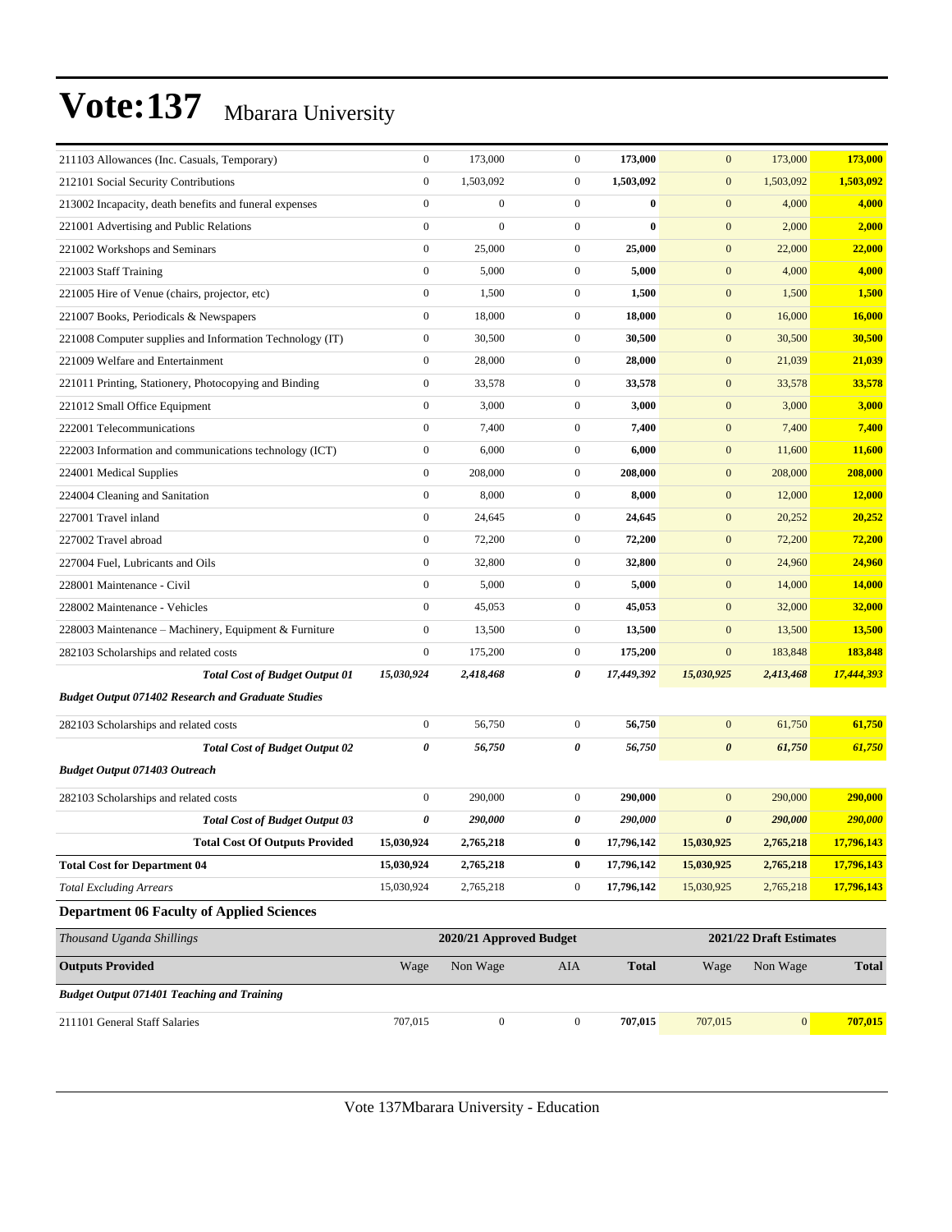| | | | | | | | |
|---|---|---|---|---|---|---|---|
| 211103 Allowances (Inc. Casuals, Temporary) | 0 | 173,000 | 0 | **173,000** | 0 | 173,000 | **173,000** |
| 212101 Social Security Contributions | 0 | 1,503,092 | 0 | **1,503,092** | 0 | 1,503,092 | **1,503,092** |
| 213002 Incapacity, death benefits and funeral expenses | 0 | 0 | 0 | **0** | 0 | 4,000 | **4,000** |
| 221001 Advertising and Public Relations | 0 | 0 | 0 | **0** | 0 | 2,000 | **2,000** |
| 221002 Workshops and Seminars | 0 | 25,000 | 0 | **25,000** | 0 | 22,000 | **22,000** |
| 221003 Staff Training | 0 | 5,000 | 0 | **5,000** | 0 | 4,000 | **4,000** |
| 221005 Hire of Venue (chairs, projector, etc) | 0 | 1,500 | 0 | **1,500** | 0 | 1,500 | **1,500** |
| 221007 Books, Periodicals & Newspapers | 0 | 18,000 | 0 | **18,000** | 0 | 16,000 | **16,000** |
| 221008 Computer supplies and Information Technology (IT) | 0 | 30,500 | 0 | **30,500** | 0 | 30,500 | **30,500** |
| 221009 Welfare and Entertainment | 0 | 28,000 | 0 | **28,000** | 0 | 21,039 | **21,039** |
| 221011 Printing, Stationery, Photocopying and Binding | 0 | 33,578 | 0 | **33,578** | 0 | 33,578 | **33,578** |
| 221012 Small Office Equipment | 0 | 3,000 | 0 | **3,000** | 0 | 3,000 | **3,000** |
| 222001 Telecommunications | 0 | 7,400 | 0 | **7,400** | 0 | 7,400 | **7,400** |
| 222003 Information and communications technology (ICT) | 0 | 6,000 | 0 | **6,000** | 0 | 11,600 | **11,600** |
| 224001 Medical Supplies | 0 | 208,000 | 0 | **208,000** | 0 | 208,000 | **208,000** |
| 224004 Cleaning and Sanitation | 0 | 8,000 | 0 | **8,000** | 0 | 12,000 | **12,000** |
| 227001 Travel inland | 0 | 24,645 | 0 | **24,645** | 0 | 20,252 | **20,252** |
| 227002 Travel abroad | 0 | 72,200 | 0 | **72,200** | 0 | 72,200 | **72,200** |
| 227004 Fuel, Lubricants and Oils | 0 | 32,800 | 0 | **32,800** | 0 | 24,960 | **24,960** |
| 228001 Maintenance - Civil | 0 | 5,000 | 0 | **5,000** | 0 | 14,000 | **14,000** |
| 228002 Maintenance - Vehicles | 0 | 45,053 | 0 | **45,053** | 0 | 32,000 | **32,000** |
| 228003 Maintenance – Machinery, Equipment & Furniture | 0 | 13,500 | 0 | **13,500** | 0 | 13,500 | **13,500** |
| 282103 Scholarships and related costs | 0 | 175,200 | 0 | **175,200** | 0 | 183,848 | **183,848** |
| ***Total Cost of Budget Output 01*** | ***15,030,924*** | ***2,418,468*** | ***0*** | ***17,449,392*** | ***15,030,925*** | ***2,413,468*** | ***17,444,393*** |
| ***Budget Output 071402 Research and Graduate Studies*** | | | | | | | |
| 282103 Scholarships and related costs | 0 | 56,750 | 0 | **56,750** | 0 | 61,750 | **61,750** |
| ***Total Cost of Budget Output 02*** | ***0*** | ***56,750*** | ***0*** | ***56,750*** | ***0*** | ***61,750*** | ***61,750*** |
| ***Budget Output 071403 Outreach*** | | | | | | | |
| 282103 Scholarships and related costs | 0 | 290,000 | 0 | **290,000** | 0 | 290,000 | **290,000** |
| ***Total Cost of Budget Output 03*** | ***0*** | ***290,000*** | ***0*** | ***290,000*** | ***0*** | ***290,000*** | ***290,000*** |
| **Total Cost Of Outputs Provided** | **15,030,924** | **2,765,218** | **0** | **17,796,142** | **15,030,925** | **2,765,218** | **17,796,143** |
| **Total Cost for Department 04** | **15,030,924** | **2,765,218** | **0** | **17,796,142** | **15,030,925** | **2,765,218** | **17,796,143** |
| *Total Excluding Arrears* | 15,030,924 | 2,765,218 | 0 | **17,796,142** | 15,030,925 | 2,765,218 | **17,796,143** |

**Department 06 Faculty of Applied Sciences**

| *Thousand Uganda Shillings* | 2020/21 Approved Budget | | | | 2021/22 Draft Estimates | | |
|---|---|---|---|---|---|---|---|
| **Outputs Provided** | Wage | Non Wage | AIA | **Total** | Wage | Non Wage | **Total** |
| ***Budget Output 071401 Teaching and Training*** | | | | | | | |
| 211101 General Staff Salaries | 707,015 | 0 | 0 | **707,015** | 707,015 | 0 | **707,015** |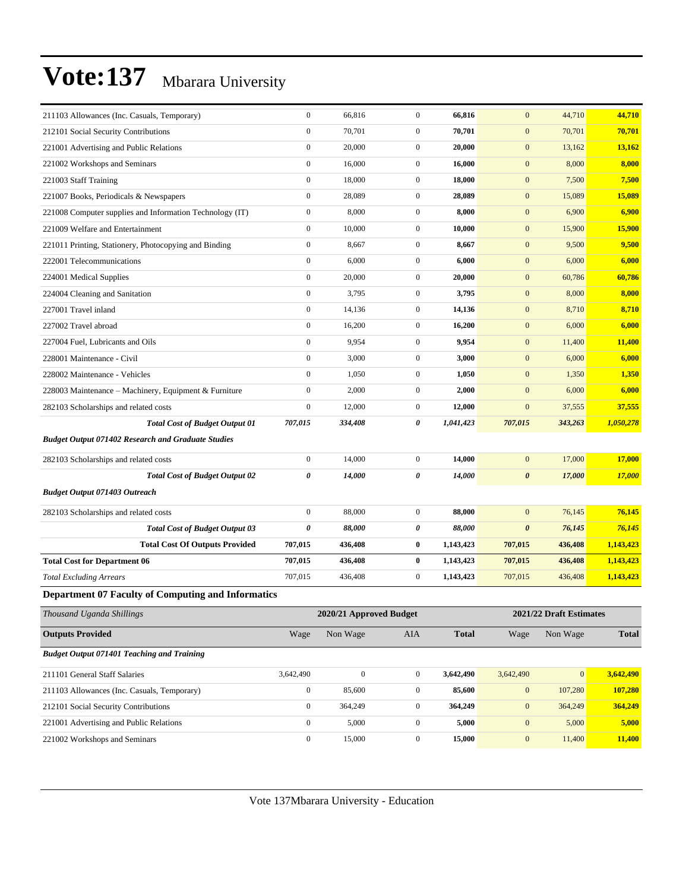| | | | | | | | |
|---|---|---|---|---|---|---|---|
| 211103 Allowances (Inc. Casuals, Temporary) | 0 | 66,816 | 0 | **66,816** | 0 | 44,710 | **44,710** |
| 212101 Social Security Contributions | 0 | 70,701 | 0 | **70,701** | 0 | 70,701 | **70,701** |
| 221001 Advertising and Public Relations | 0 | 20,000 | 0 | **20,000** | 0 | 13,162 | **13,162** |
| 221002 Workshops and Seminars | 0 | 16,000 | 0 | **16,000** | 0 | 8,000 | **8,000** |
| 221003 Staff Training | 0 | 18,000 | 0 | **18,000** | 0 | 7,500 | **7,500** |
| 221007 Books, Periodicals & Newspapers | 0 | 28,089 | 0 | **28,089** | 0 | 15,089 | **15,089** |
| 221008 Computer supplies and Information Technology (IT) | 0 | 8,000 | 0 | **8,000** | 0 | 6,900 | **6,900** |
| 221009 Welfare and Entertainment | 0 | 10,000 | 0 | **10,000** | 0 | 15,900 | **15,900** |
| 221011 Printing, Stationery, Photocopying and Binding | 0 | 8,667 | 0 | **8,667** | 0 | 9,500 | **9,500** |
| 222001 Telecommunications | 0 | 6,000 | 0 | **6,000** | 0 | 6,000 | **6,000** |
| 224001 Medical Supplies | 0 | 20,000 | 0 | **20,000** | 0 | 60,786 | **60,786** |
| 224004 Cleaning and Sanitation | 0 | 3,795 | 0 | **3,795** | 0 | 8,000 | **8,000** |
| 227001 Travel inland | 0 | 14,136 | 0 | **14,136** | 0 | 8,710 | **8,710** |
| 227002 Travel abroad | 0 | 16,200 | 0 | **16,200** | 0 | 6,000 | **6,000** |
| 227004 Fuel, Lubricants and Oils | 0 | 9,954 | 0 | **9,954** | 0 | 11,400 | **11,400** |
| 228001 Maintenance - Civil | 0 | 3,000 | 0 | **3,000** | 0 | 6,000 | **6,000** |
| 228002 Maintenance - Vehicles | 0 | 1,050 | 0 | **1,050** | 0 | 1,350 | **1,350** |
| 228003 Maintenance – Machinery, Equipment & Furniture | 0 | 2,000 | 0 | **2,000** | 0 | 6,000 | **6,000** |
| 282103 Scholarships and related costs | 0 | 12,000 | 0 | **12,000** | 0 | 37,555 | **37,555** |
| ***Total Cost of Budget Output 01*** | ***707,015*** | ***334,408*** | ***0*** | ***1,041,423*** | ***707,015*** | ***343,263*** | ***1,050,278*** |
| ***Budget Output 071402 Research and Graduate Studies*** | | | | | | | |
| 282103 Scholarships and related costs | 0 | 14,000 | 0 | **14,000** | 0 | 17,000 | **17,000** |
| ***Total Cost of Budget Output 02*** | ***0*** | ***14,000*** | ***0*** | ***14,000*** | ***0*** | ***17,000*** | ***17,000*** |
| ***Budget Output 071403 Outreach*** | | | | | | | |
| 282103 Scholarships and related costs | 0 | 88,000 | 0 | **88,000** | 0 | 76,145 | **76,145** |
| ***Total Cost of Budget Output 03*** | ***0*** | ***88,000*** | ***0*** | ***88,000*** | ***0*** | ***76,145*** | ***76,145*** |
| **Total Cost Of Outputs Provided** | **707,015** | **436,408** | **0** | **1,143,423** | **707,015** | **436,408** | **1,143,423** |
| **Total Cost for Department 06** | **707,015** | **436,408** | **0** | **1,143,423** | **707,015** | **436,408** | **1,143,423** |
| *Total Excluding Arrears* | 707,015 | 436,408 | 0 | **1,143,423** | 707,015 | 436,408 | **1,143,423** |

## Department 07 Faculty of Computing and Informatics

| *Thousand Uganda Shillings* | 2020/21 Approved Budget | | | | 2021/22 Draft Estimates | | |
|---|---|---|---|---|---|---|---|
| **Outputs Provided** | Wage | Non Wage | AIA | **Total** | Wage | Non Wage | **Total** |
| ***Budget Output 071401 Teaching and Training*** | | | | | | | |
| 211101 General Staff Salaries | 3,642,490 | 0 | 0 | **3,642,490** | 3,642,490 | 0 | **3,642,490** |
| 211103 Allowances (Inc. Casuals, Temporary) | 0 | 85,600 | 0 | **85,600** | 0 | 107,280 | **107,280** |
| 212101 Social Security Contributions | 0 | 364,249 | 0 | **364,249** | 0 | 364,249 | **364,249** |
| 221001 Advertising and Public Relations | 0 | 5,000 | 0 | **5,000** | 0 | 5,000 | **5,000** |
| 221002 Workshops and Seminars | 0 | 15,000 | 0 | **15,000** | 0 | 11,400 | **11,400** |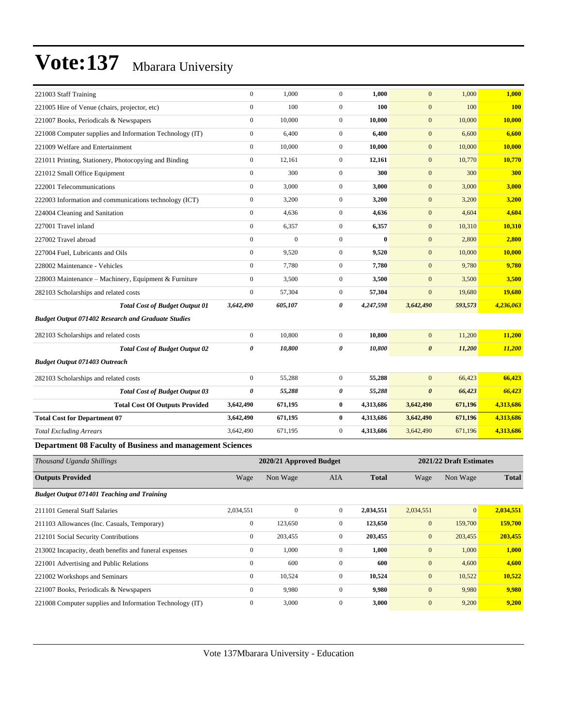# Vote:137 Mbarara University

| | | | | | | | |
|---|---|---|---|---|---|---|---|
| 221003 Staff Training | 0 | 1,000 | 0 | **1,000** | 0 | 1,000 | **1,000** |
| 221005 Hire of Venue (chairs, projector, etc) | 0 | 100 | 0 | **100** | 0 | 100 | **100** |
| 221007 Books, Periodicals & Newspapers | 0 | 10,000 | 0 | **10,000** | 0 | 10,000 | **10,000** |
| 221008 Computer supplies and Information Technology (IT) | 0 | 6,400 | 0 | **6,400** | 0 | 6,600 | **6,600** |
| 221009 Welfare and Entertainment | 0 | 10,000 | 0 | **10,000** | 0 | 10,000 | **10,000** |
| 221011 Printing, Stationery, Photocopying and Binding | 0 | 12,161 | 0 | **12,161** | 0 | 10,770 | **10,770** |
| 221012 Small Office Equipment | 0 | 300 | 0 | **300** | 0 | 300 | **300** |
| 222001 Telecommunications | 0 | 3,000 | 0 | **3,000** | 0 | 3,000 | **3,000** |
| 222003 Information and communications technology (ICT) | 0 | 3,200 | 0 | **3,200** | 0 | 3,200 | **3,200** |
| 224004 Cleaning and Sanitation | 0 | 4,636 | 0 | **4,636** | 0 | 4,604 | **4,604** |
| 227001 Travel inland | 0 | 6,357 | 0 | **6,357** | 0 | 10,310 | **10,310** |
| 227002 Travel abroad | 0 | 0 | 0 | **0** | 0 | 2,800 | **2,800** |
| 227004 Fuel, Lubricants and Oils | 0 | 9,520 | 0 | **9,520** | 0 | 10,000 | **10,000** |
| 228002 Maintenance - Vehicles | 0 | 7,780 | 0 | **7,780** | 0 | 9,780 | **9,780** |
| 228003 Maintenance – Machinery, Equipment & Furniture | 0 | 3,500 | 0 | **3,500** | 0 | 3,500 | **3,500** |
| 282103 Scholarships and related costs | 0 | 57,304 | 0 | **57,304** | 0 | 19,680 | **19,680** |
| ***Total Cost of Budget Output 01*** | ***3,642,490*** | ***605,107*** | ***0*** | ***4,247,598*** | ***3,642,490*** | ***593,573*** | ***4,236,063*** |
| ***Budget Output 071402 Research and Graduate Studies*** | | | | | | | |
| 282103 Scholarships and related costs | 0 | 10,800 | 0 | **10,800** | 0 | 11,200 | **11,200** |
| ***Total Cost of Budget Output 02*** | ***0*** | ***10,800*** | ***0*** | ***10,800*** | ***0*** | ***11,200*** | ***11,200*** |
| ***Budget Output 071403 Outreach*** | | | | | | | |
| 282103 Scholarships and related costs | 0 | 55,288 | 0 | **55,288** | 0 | 66,423 | **66,423** |
| ***Total Cost of Budget Output 03*** | ***0*** | ***55,288*** | ***0*** | ***55,288*** | ***0*** | ***66,423*** | ***66,423*** |
| **Total Cost Of Outputs Provided** | **3,642,490** | **671,195** | **0** | **4,313,686** | **3,642,490** | **671,196** | **4,313,686** |
| **Total Cost for Department 07** | **3,642,490** | **671,195** | **0** | **4,313,686** | **3,642,490** | **671,196** | **4,313,686** |
| *Total Excluding Arrears* | 3,642,490 | 671,195 | 0 | **4,313,686** | 3,642,490 | 671,196 | **4,313,686** |

### Department 08 Faculty of Business and management Sciences

| *Thousand Uganda Shillings* | 2020/21 Approved Budget | | | | 2021/22 Draft Estimates | | |
|---|---|---|---|---|---|---|---|
| **Outputs Provided** | Wage | Non Wage | AIA | **Total** | Wage | Non Wage | **Total** |
| ***Budget Output 071401 Teaching and Training*** | | | | | | | |
| 211101 General Staff Salaries | 2,034,551 | 0 | 0 | **2,034,551** | 2,034,551 | 0 | **2,034,551** |
| 211103 Allowances (Inc. Casuals, Temporary) | 0 | 123,650 | 0 | **123,650** | 0 | 159,700 | **159,700** |
| 212101 Social Security Contributions | 0 | 203,455 | 0 | **203,455** | 0 | 203,455 | **203,455** |
| 213002 Incapacity, death benefits and funeral expenses | 0 | 1,000 | 0 | **1,000** | 0 | 1,000 | **1,000** |
| 221001 Advertising and Public Relations | 0 | 600 | 0 | **600** | 0 | 4,600 | **4,600** |
| 221002 Workshops and Seminars | 0 | 10,524 | 0 | **10,524** | 0 | 10,522 | **10,522** |
| 221007 Books, Periodicals & Newspapers | 0 | 9,980 | 0 | **9,980** | 0 | 9,980 | **9,980** |
| 221008 Computer supplies and Information Technology (IT) | 0 | 3,000 | 0 | **3,000** | 0 | 9,200 | **9,200** |

Vote 137Mbarara University - Education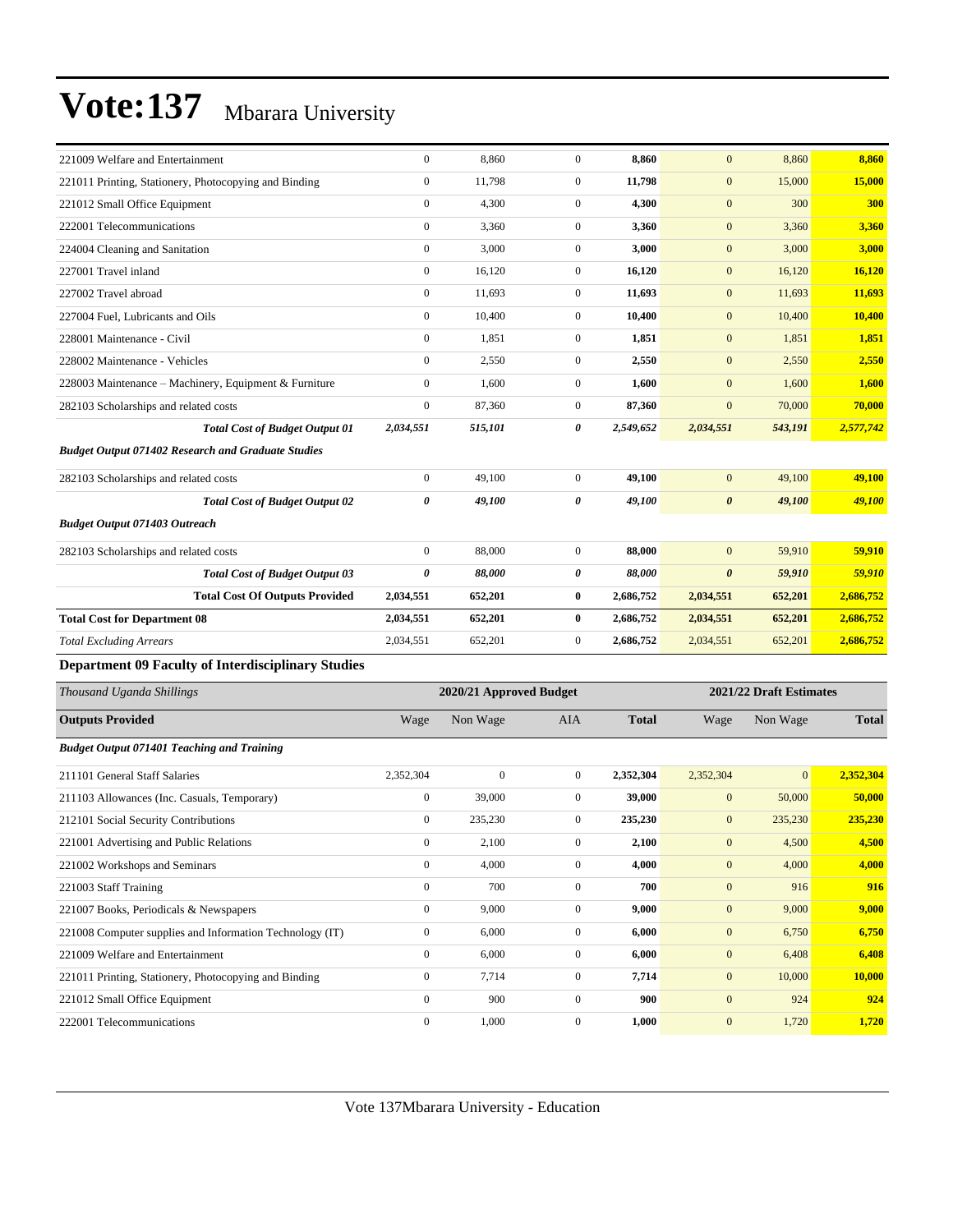| | | | | | | | |
|---|---|---|---|---|---|---|---|
| 221009 Welfare and Entertainment | 0 | 8,860 | 0 | **8,860** | 0 | 8,860 | **8,860** |
| 221011 Printing, Stationery, Photocopying and Binding | 0 | 11,798 | 0 | **11,798** | 0 | 15,000 | **15,000** |
| 221012 Small Office Equipment | 0 | 4,300 | 0 | **4,300** | 0 | 300 | **300** |
| 222001 Telecommunications | 0 | 3,360 | 0 | **3,360** | 0 | 3,360 | **3,360** |
| 224004 Cleaning and Sanitation | 0 | 3,000 | 0 | **3,000** | 0 | 3,000 | **3,000** |
| 227001 Travel inland | 0 | 16,120 | 0 | **16,120** | 0 | 16,120 | **16,120** |
| 227002 Travel abroad | 0 | 11,693 | 0 | **11,693** | 0 | 11,693 | **11,693** |
| 227004 Fuel, Lubricants and Oils | 0 | 10,400 | 0 | **10,400** | 0 | 10,400 | **10,400** |
| 228001 Maintenance - Civil | 0 | 1,851 | 0 | **1,851** | 0 | 1,851 | **1,851** |
| 228002 Maintenance - Vehicles | 0 | 2,550 | 0 | **2,550** | 0 | 2,550 | **2,550** |
| 228003 Maintenance – Machinery, Equipment & Furniture | 0 | 1,600 | 0 | **1,600** | 0 | 1,600 | **1,600** |
| 282103 Scholarships and related costs | 0 | 87,360 | 0 | **87,360** | 0 | 70,000 | **70,000** |
| ***Total Cost of Budget Output 01*** | ***2,034,551*** | ***515,101*** | ***0*** | ***2,549,652*** | ***2,034,551*** | ***543,191*** | ***2,577,742*** |
| ***Budget Output 071402 Research and Graduate Studies*** | | | | | | | |
| 282103 Scholarships and related costs | 0 | 49,100 | 0 | **49,100** | 0 | 49,100 | **49,100** |
| ***Total Cost of Budget Output 02*** | ***0*** | ***49,100*** | ***0*** | ***49,100*** | ***0*** | ***49,100*** | ***49,100*** |
| ***Budget Output 071403 Outreach*** | | | | | | | |
| 282103 Scholarships and related costs | 0 | 88,000 | 0 | **88,000** | 0 | 59,910 | **59,910** |
| ***Total Cost of Budget Output 03*** | ***0*** | ***88,000*** | ***0*** | ***88,000*** | ***0*** | ***59,910*** | ***59,910*** |
| **Total Cost Of Outputs Provided** | **2,034,551** | **652,201** | **0** | **2,686,752** | **2,034,551** | **652,201** | **2,686,752** |
| **Total Cost for Department 08** | **2,034,551** | **652,201** | **0** | **2,686,752** | **2,034,551** | **652,201** | **2,686,752** |
| *Total Excluding Arrears* | 2,034,551 | 652,201 | 0 | 2,686,752 | 2,034,551 | 652,201 | **2,686,752** |

**Department 09 Faculty of Interdisciplinary Studies**

| *Thousand Uganda Shillings* | 2020/21 Approved Budget | | | | 2021/22 Draft Estimates | | |
|---|---|---|---|---|---|---|---|
| **Outputs Provided** | Wage | Non Wage | AIA | **Total** | Wage | Non Wage | **Total** |
| ***Budget Output 071401 Teaching and Training*** | | | | | | | |
| 211101 General Staff Salaries | 2,352,304 | 0 | 0 | **2,352,304** | 2,352,304 | 0 | **2,352,304** |
| 211103 Allowances (Inc. Casuals, Temporary) | 0 | 39,000 | 0 | **39,000** | 0 | 50,000 | **50,000** |
| 212101 Social Security Contributions | 0 | 235,230 | 0 | **235,230** | 0 | 235,230 | **235,230** |
| 221001 Advertising and Public Relations | 0 | 2,100 | 0 | **2,100** | 0 | 4,500 | **4,500** |
| 221002 Workshops and Seminars | 0 | 4,000 | 0 | **4,000** | 0 | 4,000 | **4,000** |
| 221003 Staff Training | 0 | 700 | 0 | **700** | 0 | 916 | **916** |
| 221007 Books, Periodicals & Newspapers | 0 | 9,000 | 0 | **9,000** | 0 | 9,000 | **9,000** |
| 221008 Computer supplies and Information Technology (IT) | 0 | 6,000 | 0 | **6,000** | 0 | 6,750 | **6,750** |
| 221009 Welfare and Entertainment | 0 | 6,000 | 0 | **6,000** | 0 | 6,408 | **6,408** |
| 221011 Printing, Stationery, Photocopying and Binding | 0 | 7,714 | 0 | **7,714** | 0 | 10,000 | **10,000** |
| 221012 Small Office Equipment | 0 | 900 | 0 | **900** | 0 | 924 | **924** |
| 222001 Telecommunications | 0 | 1,000 | 0 | **1,000** | 0 | 1,720 | **1,720** |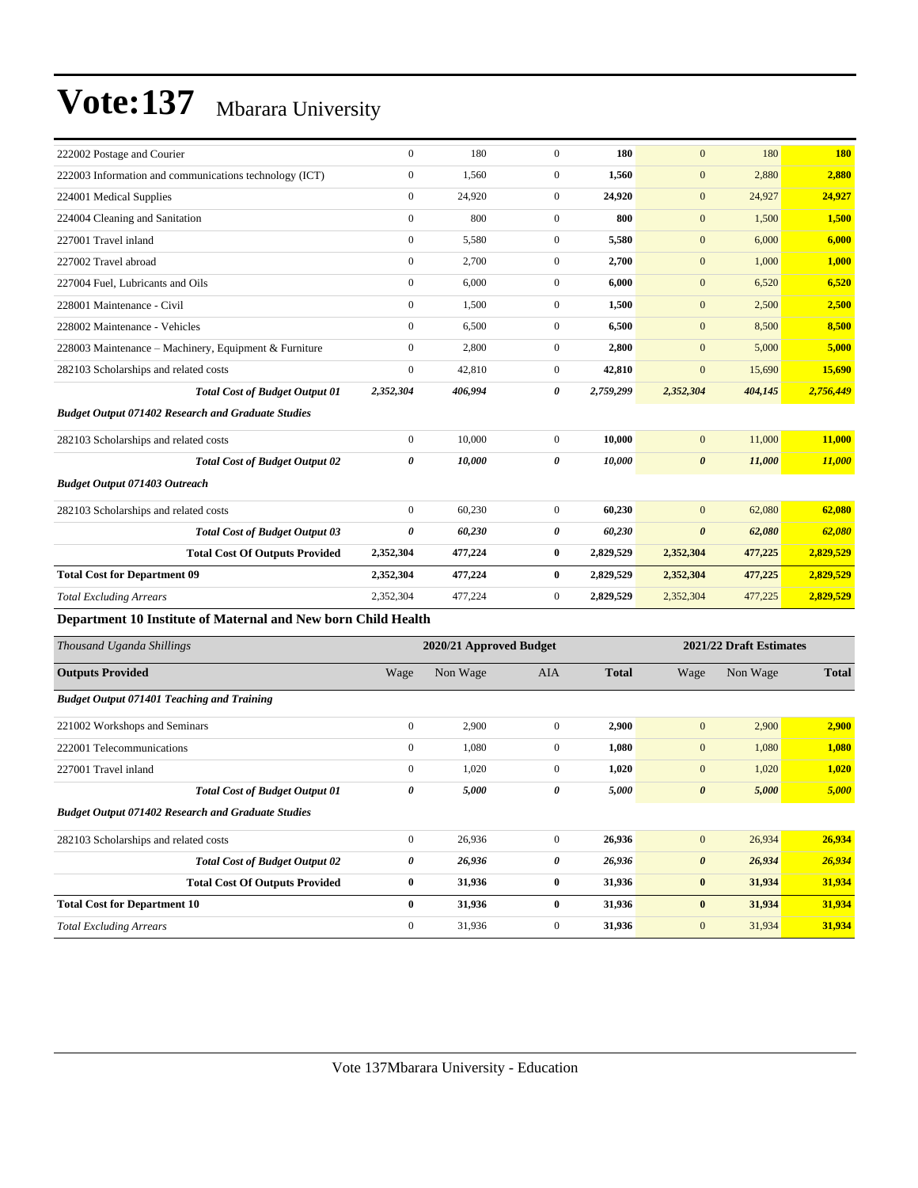# Vote:137 Mbarara University

| | | | | | | | |
|---|---|---|---|---|---|---|---|
| 222002 Postage and Courier | 0 | 180 | 0 | **180** | 0 | 180 | **180** |
| 222003 Information and communications technology (ICT) | 0 | 1,560 | 0 | **1,560** | 0 | 2,880 | **2,880** |
| 224001 Medical Supplies | 0 | 24,920 | 0 | **24,920** | 0 | 24,927 | **24,927** |
| 224004 Cleaning and Sanitation | 0 | 800 | 0 | **800** | 0 | 1,500 | **1,500** |
| 227001 Travel inland | 0 | 5,580 | 0 | **5,580** | 0 | 6,000 | **6,000** |
| 227002 Travel abroad | 0 | 2,700 | 0 | **2,700** | 0 | 1,000 | **1,000** |
| 227004 Fuel, Lubricants and Oils | 0 | 6,000 | 0 | **6,000** | 0 | 6,520 | **6,520** |
| 228001 Maintenance - Civil | 0 | 1,500 | 0 | **1,500** | 0 | 2,500 | **2,500** |
| 228002 Maintenance - Vehicles | 0 | 6,500 | 0 | **6,500** | 0 | 8,500 | **8,500** |
| 228003 Maintenance – Machinery, Equipment & Furniture | 0 | 2,800 | 0 | **2,800** | 0 | 5,000 | **5,000** |
| 282103 Scholarships and related costs | 0 | 42,810 | 0 | **42,810** | 0 | 15,690 | **15,690** |
| ***Total Cost of Budget Output 01*** | ***2,352,304*** | ***406,994*** | ***0*** | ***2,759,299*** | ***2,352,304*** | ***404,145*** | ***2,756,449*** |
| ***Budget Output 071402 Research and Graduate Studies*** | | | | | | | |
| 282103 Scholarships and related costs | 0 | 10,000 | 0 | **10,000** | 0 | 11,000 | **11,000** |
| ***Total Cost of Budget Output 02*** | ***0*** | ***10,000*** | ***0*** | ***10,000*** | ***0*** | ***11,000*** | ***11,000*** |
| ***Budget Output 071403 Outreach*** | | | | | | | |
| 282103 Scholarships and related costs | 0 | 60,230 | 0 | **60,230** | 0 | 62,080 | **62,080** |
| ***Total Cost of Budget Output 03*** | ***0*** | ***60,230*** | ***0*** | ***60,230*** | ***0*** | ***62,080*** | ***62,080*** |
| **Total Cost Of Outputs Provided** | **2,352,304** | **477,224** | **0** | **2,829,529** | **2,352,304** | **477,225** | **2,829,529** |
| **Total Cost for Department 09** | **2,352,304** | **477,224** | **0** | **2,829,529** | **2,352,304** | **477,225** | **2,829,529** |
| *Total Excluding Arrears* | 2,352,304 | 477,224 | 0 | **2,829,529** | 2,352,304 | 477,225 | **2,829,529** |

### Department 10 Institute of Maternal and New born Child Health

| *Thousand Uganda Shillings* | 2020/21 Approved Budget | | | | 2021/22 Draft Estimates | | |
|---|---|---|---|---|---|---|---|
| **Outputs Provided** | Wage | Non Wage | AIA | **Total** | Wage | Non Wage | **Total** |
| ***Budget Output 071401 Teaching and Training*** | | | | | | | |
| 221002 Workshops and Seminars | 0 | 2,900 | 0 | **2,900** | 0 | 2,900 | **2,900** |
| 222001 Telecommunications | 0 | 1,080 | 0 | **1,080** | 0 | 1,080 | **1,080** |
| 227001 Travel inland | 0 | 1,020 | 0 | **1,020** | 0 | 1,020 | **1,020** |
| ***Total Cost of Budget Output 01*** | ***0*** | ***5,000*** | ***0*** | ***5,000*** | ***0*** | ***5,000*** | ***5,000*** |
| ***Budget Output 071402 Research and Graduate Studies*** | | | | | | | |
| 282103 Scholarships and related costs | 0 | 26,936 | 0 | **26,936** | 0 | 26,934 | **26,934** |
| ***Total Cost of Budget Output 02*** | ***0*** | ***26,936*** | ***0*** | ***26,936*** | ***0*** | ***26,934*** | ***26,934*** |
| **Total Cost Of Outputs Provided** | **0** | **31,936** | **0** | **31,936** | **0** | **31,934** | **31,934** |
| **Total Cost for Department 10** | **0** | **31,936** | **0** | **31,936** | **0** | **31,934** | **31,934** |
| *Total Excluding Arrears* | 0 | 31,936 | 0 | **31,936** | 0 | 31,934 | **31,934** |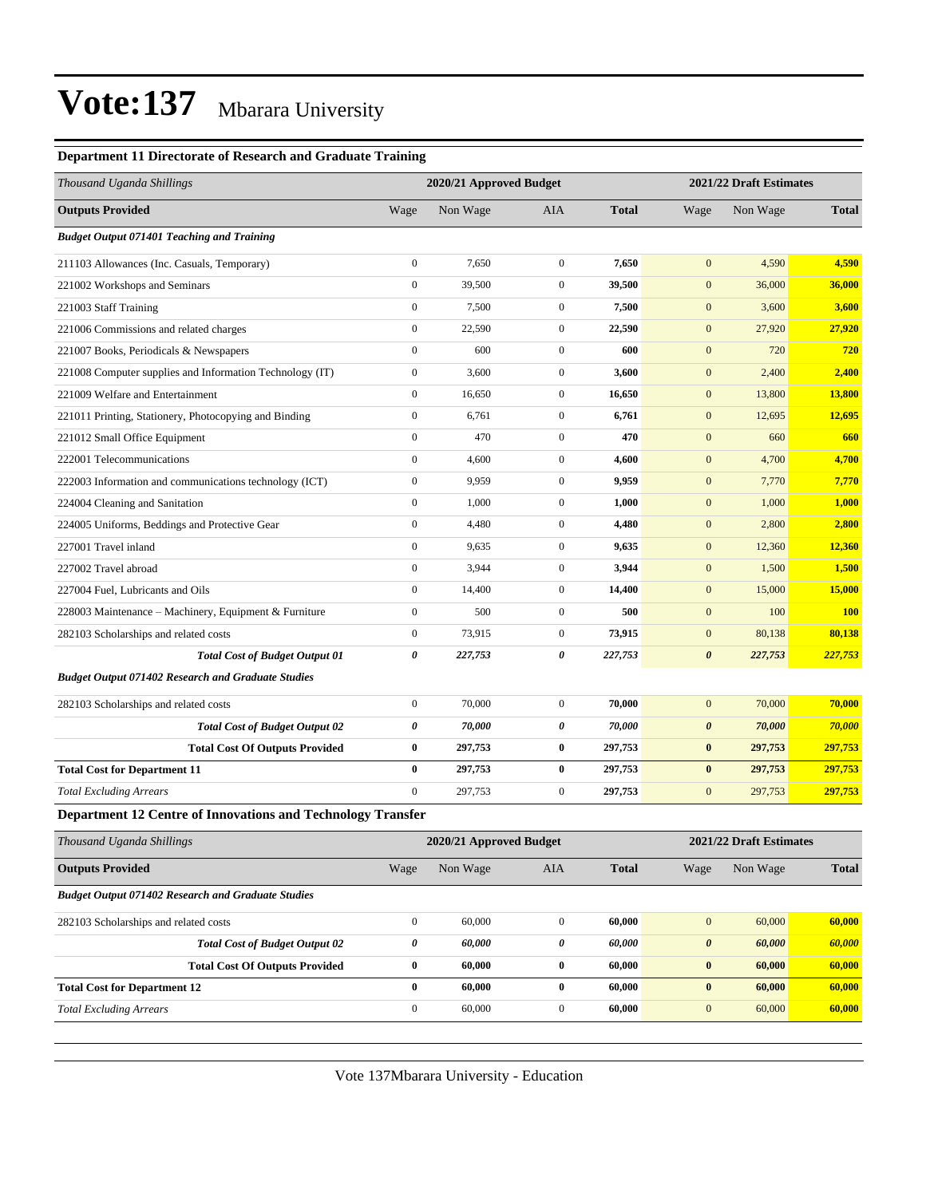# Vote:137 Mbarara University

### Department 11 Directorate of Research and Graduate Training

| *Thousand Uganda Shillings* | 2020/21 Approved Budget | | | | 2021/22 Draft Estimates | | |
|---|---|---|---|---|---|---|---|
| **Outputs Provided** | Wage | Non Wage | AIA | **Total** | Wage | Non Wage | **Total** |
| ***Budget Output 071401 Teaching and Training*** | | | | | | | |
| 211103 Allowances (Inc. Casuals, Temporary) | 0 | 7,650 | 0 | **7,650** | 0 | 4,590 | **4,590** |
| 221002 Workshops and Seminars | 0 | 39,500 | 0 | **39,500** | 0 | 36,000 | **36,000** |
| 221003 Staff Training | 0 | 7,500 | 0 | **7,500** | 0 | 3,600 | **3,600** |
| 221006 Commissions and related charges | 0 | 22,590 | 0 | **22,590** | 0 | 27,920 | **27,920** |
| 221007 Books, Periodicals & Newspapers | 0 | 600 | 0 | **600** | 0 | 720 | **720** |
| 221008 Computer supplies and Information Technology (IT) | 0 | 3,600 | 0 | **3,600** | 0 | 2,400 | **2,400** |
| 221009 Welfare and Entertainment | 0 | 16,650 | 0 | **16,650** | 0 | 13,800 | **13,800** |
| 221011 Printing, Stationery, Photocopying and Binding | 0 | 6,761 | 0 | **6,761** | 0 | 12,695 | **12,695** |
| 221012 Small Office Equipment | 0 | 470 | 0 | **470** | 0 | 660 | **660** |
| 222001 Telecommunications | 0 | 4,600 | 0 | **4,600** | 0 | 4,700 | **4,700** |
| 222003 Information and communications technology (ICT) | 0 | 9,959 | 0 | **9,959** | 0 | 7,770 | **7,770** |
| 224004 Cleaning and Sanitation | 0 | 1,000 | 0 | **1,000** | 0 | 1,000 | **1,000** |
| 224005 Uniforms, Beddings and Protective Gear | 0 | 4,480 | 0 | **4,480** | 0 | 2,800 | **2,800** |
| 227001 Travel inland | 0 | 9,635 | 0 | **9,635** | 0 | 12,360 | **12,360** |
| 227002 Travel abroad | 0 | 3,944 | 0 | **3,944** | 0 | 1,500 | **1,500** |
| 227004 Fuel, Lubricants and Oils | 0 | 14,400 | 0 | **14,400** | 0 | 15,000 | **15,000** |
| 228003 Maintenance – Machinery, Equipment & Furniture | 0 | 500 | 0 | **500** | 0 | 100 | **100** |
| 282103 Scholarships and related costs | 0 | 73,915 | 0 | **73,915** | 0 | 80,138 | **80,138** |
| ***Total Cost of Budget Output 01*** | ***0*** | ***227,753*** | ***0*** | ***227,753*** | ***0*** | ***227,753*** | ***227,753*** |
| ***Budget Output 071402 Research and Graduate Studies*** | | | | | | | |
| 282103 Scholarships and related costs | 0 | 70,000 | 0 | **70,000** | 0 | 70,000 | **70,000** |
| ***Total Cost of Budget Output 02*** | ***0*** | ***70,000*** | ***0*** | ***70,000*** | ***0*** | ***70,000*** | ***70,000*** |
| **Total Cost Of Outputs Provided** | **0** | **297,753** | **0** | **297,753** | **0** | **297,753** | **297,753** |
| **Total Cost for Department 11** | **0** | **297,753** | **0** | **297,753** | **0** | **297,753** | **297,753** |
| *Total Excluding Arrears* | 0 | 297,753 | 0 | 297,753 | 0 | 297,753 | **297,753** |

### Department 12 Centre of Innovations and Technology Transfer

| *Thousand Uganda Shillings* | 2020/21 Approved Budget | | | | 2021/22 Draft Estimates | | |
|---|---|---|---|---|---|---|---|
| **Outputs Provided** | Wage | Non Wage | AIA | **Total** | Wage | Non Wage | **Total** |
| ***Budget Output 071402 Research and Graduate Studies*** | | | | | | | |
| 282103 Scholarships and related costs | 0 | 60,000 | 0 | **60,000** | 0 | 60,000 | **60,000** |
| ***Total Cost of Budget Output 02*** | ***0*** | ***60,000*** | ***0*** | ***60,000*** | ***0*** | ***60,000*** | ***60,000*** |
| **Total Cost Of Outputs Provided** | **0** | **60,000** | **0** | **60,000** | **0** | **60,000** | **60,000** |
| **Total Cost for Department 12** | **0** | **60,000** | **0** | **60,000** | **0** | **60,000** | **60,000** |
| *Total Excluding Arrears* | 0 | 60,000 | 0 | 60,000 | 0 | 60,000 | **60,000** |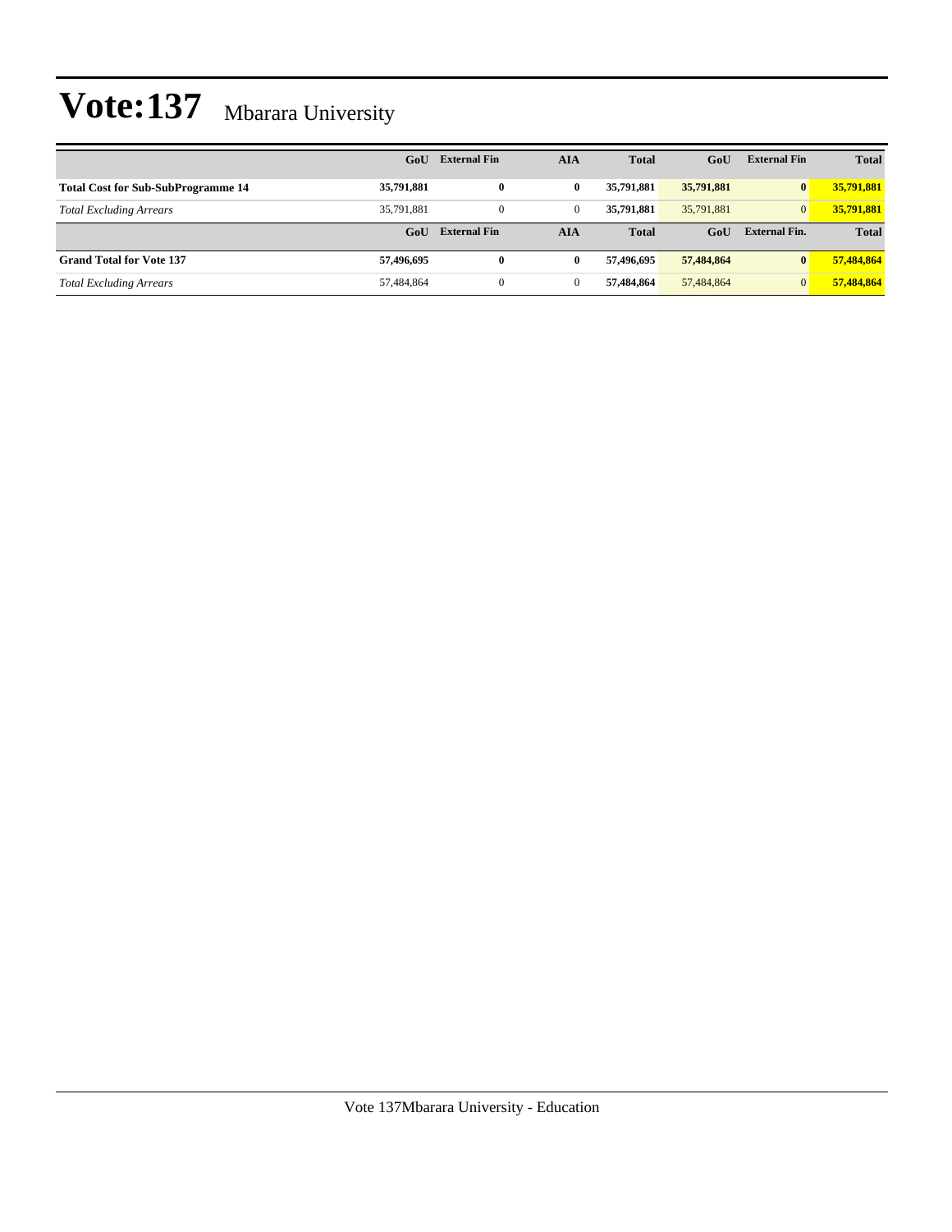# Vote:137 Mbarara University

| | GoU | External Fin | AIA | Total | GoU | External Fin | Total |
|---|---|---|---|---|---|---|---|
| **Total Cost for Sub-SubProgramme 14** | **35,791,881** | **0** | **0** | **35,791,881** | **35,791,881** | **0** | **35,791,881** |
| *Total Excluding Arrears* | 35,791,881 | 0 | 0 | **35,791,881** | 35,791,881 | 0 | **35,791,881** |
| | **GoU** | **External Fin** | **AIA** | **Total** | **GoU** | **External Fin.** | **Total** |
| **Grand Total for Vote 137** | **57,496,695** | **0** | **0** | **57,496,695** | **57,484,864** | **0** | **57,484,864** |
| *Total Excluding Arrears* | 57,484,864 | 0 | 0 | **57,484,864** | 57,484,864 | 0 | **57,484,864** |